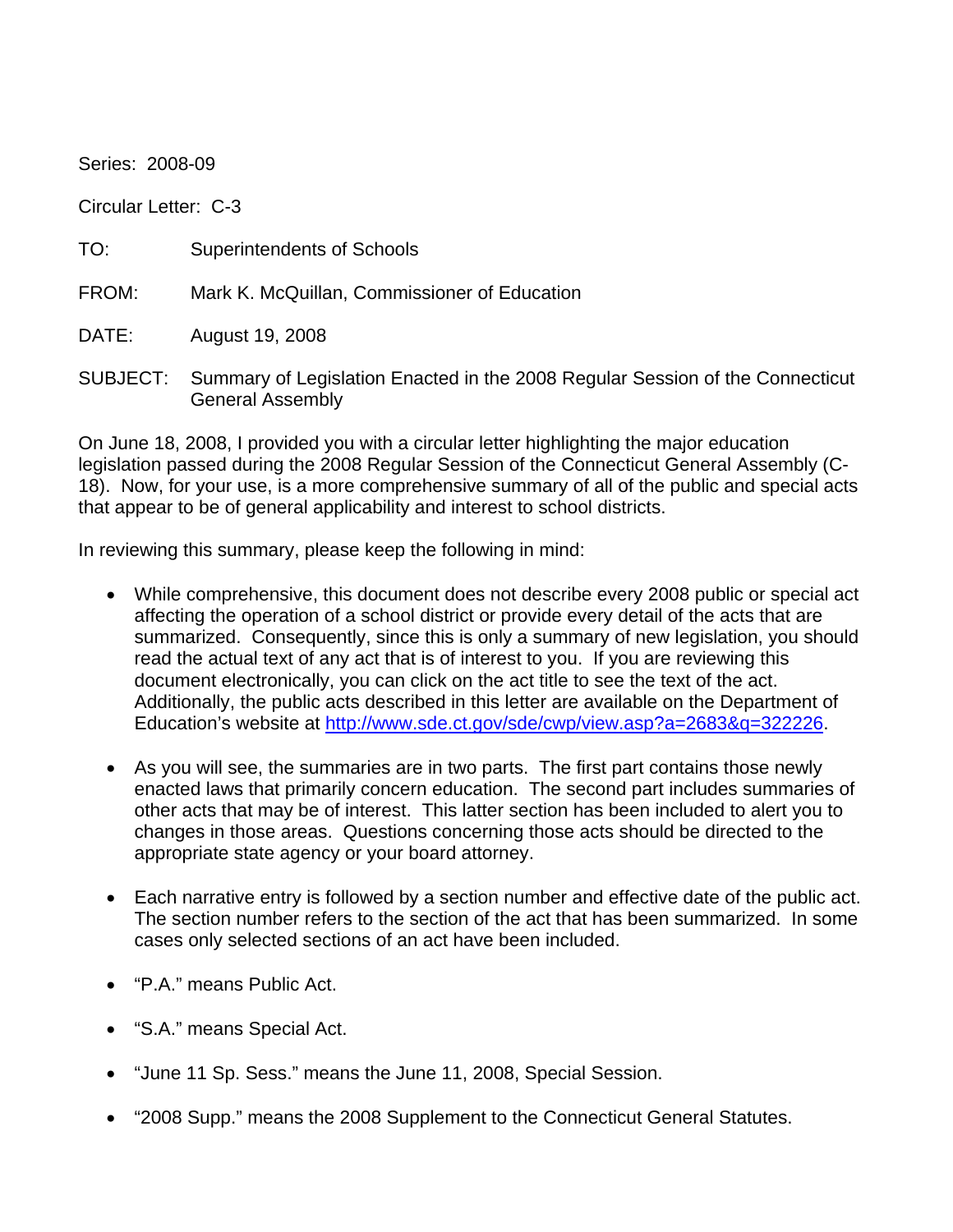Series: 2008-09

Circular Letter: C-3

TO: Superintendents of Schools

FROM: Mark K. McQuillan, Commissioner of Education

DATE: August 19, 2008

SUBJECT: Summary of Legislation Enacted in the 2008 Regular Session of the Connecticut General Assembly

On June 18, 2008, I provided you with a circular letter highlighting the major education legislation passed during the 2008 Regular Session of the Connecticut General Assembly (C-18). Now, for your use, is a more comprehensive summary of all of the public and special acts that appear to be of general applicability and interest to school districts.

In reviewing this summary, please keep the following in mind:

- While comprehensive, this document does not describe every 2008 public or special act affecting the operation of a school district or provide every detail of the acts that are summarized. Consequently, since this is only a summary of new legislation, you should read the actual text of any act that is of interest to you. If you are reviewing this document electronically, you can click on the act title to see the text of the act. Additionally, the public acts described in this letter are available on the Department of Education's website at [http://www.sde.ct.gov/sde/cwp/view.asp?a=2683&q=322226](http://www.sde.ct.gov/sde/cwp/view.asp?a=2683&q=322226).

- As you will see, the summaries are in two parts. The first part contains those newly enacted laws that primarily concern education. The second part includes summaries of other acts that may be of interest. This latter section has been included to alert you to changes in those areas. Questions concerning those acts should be directed to the appropriate state agency or your board attorney.

- Each narrative entry is followed by a section number and effective date of the public act. The section number refers to the section of the act that has been summarized. In some cases only selected sections of an act have been included.

- "P.A." means Public Act.

- "S.A." means Special Act.

- "June 11 Sp. Sess." means the June 11, 2008, Special Session.

- "2008 Supp." means the 2008 Supplement to the Connecticut General Statutes.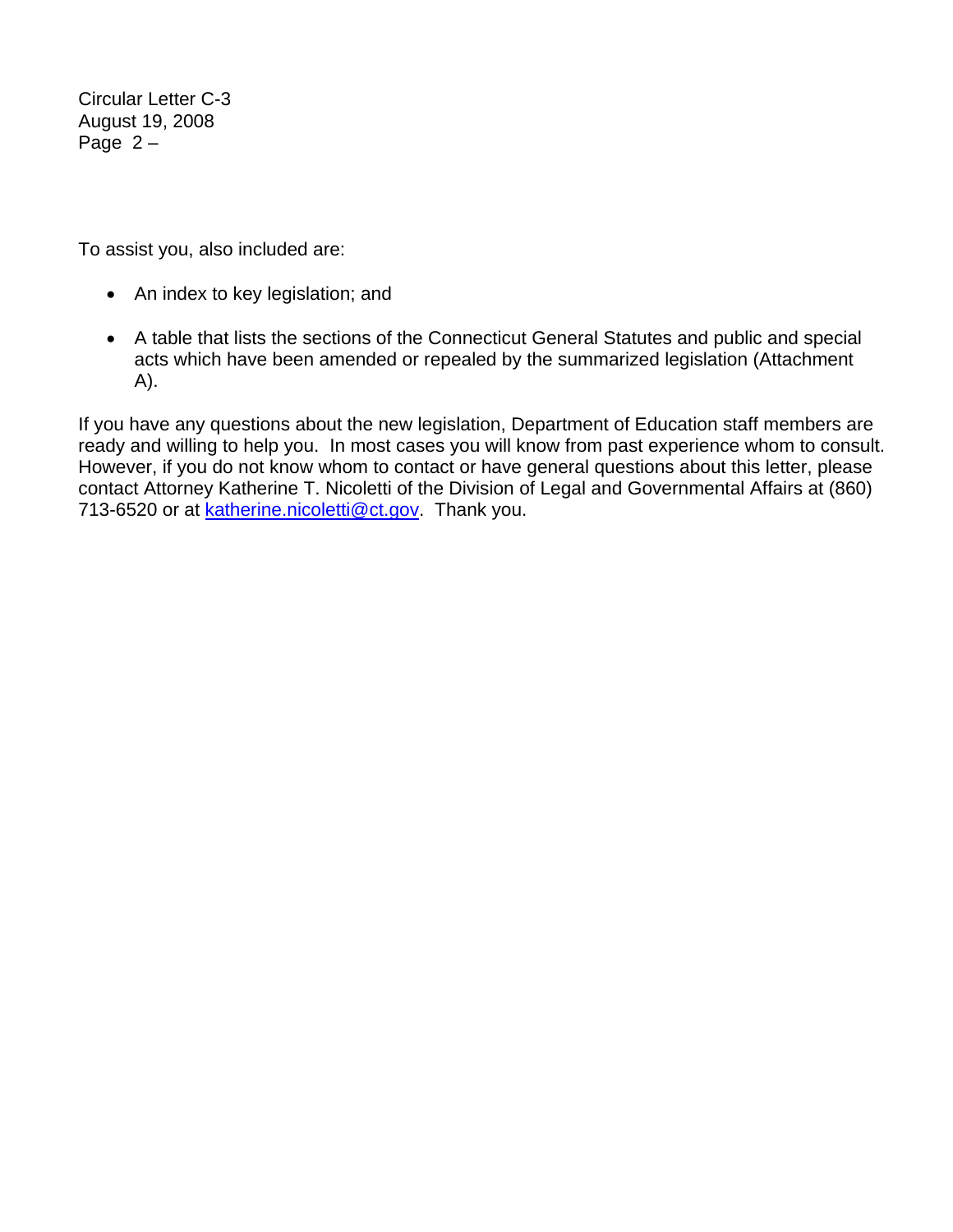To assist you, also included are:

- An index to key legislation; and
- A table that lists the sections of the Connecticut General Statutes and public and special acts which have been amended or repealed by the summarized legislation (Attachment A).

If you have any questions about the new legislation, Department of Education staff members are ready and willing to help you. In most cases you will know from past experience whom to consult. However, if you do not know whom to contact or have general questions about this letter, please contact Attorney Katherine T. Nicoletti of the Division of Legal and Governmental Affairs at (860) 713-6520 or at katherine.nicoletti@ct.gov. Thank you.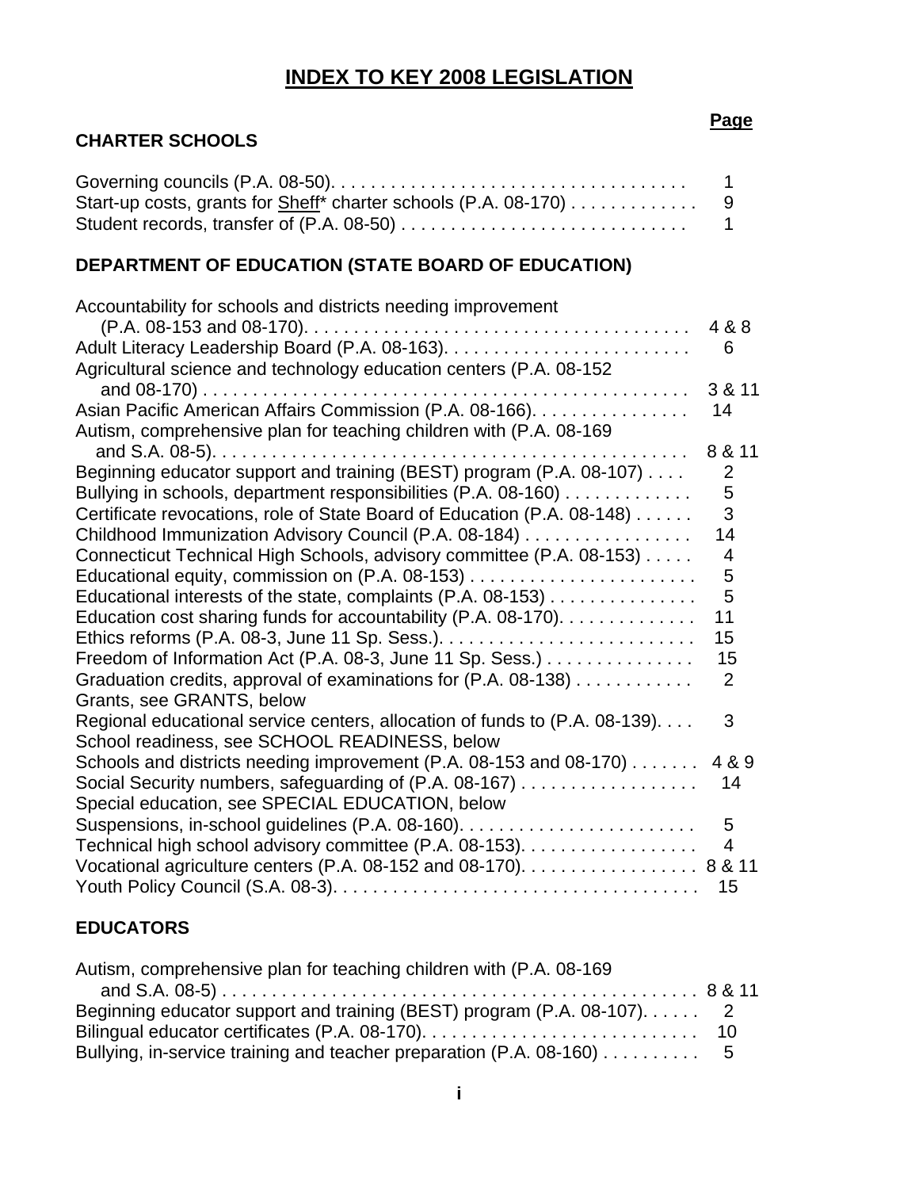# INDEX TO KEY 2008 LEGISLATION

| | Page |
|---|---|
| **CHARTER SCHOOLS** | |
| Governing councils (P.A. 08-50) | 1 |
| Start-up costs, grants for Sheff* charter schools (P.A. 08-170) | 9 |
| Student records, transfer of (P.A. 08-50) | 1 |
| **DEPARTMENT OF EDUCATION (STATE BOARD OF EDUCATION)** | |
| Accountability for schools and districts needing improvement (P.A. 08-153 and 08-170) | 4 & 8 |
| Adult Literacy Leadership Board (P.A. 08-163) | 6 |
| Agricultural science and technology education centers (P.A. 08-152 and 08-170) | 3 & 11 |
| Asian Pacific American Affairs Commission (P.A. 08-166) | 14 |
| Autism, comprehensive plan for teaching children with (P.A. 08-169 and S.A. 08-5) | 8 & 11 |
| Beginning educator support and training (BEST) program (P.A. 08-107) | 2 |
| Bullying in schools, department responsibilities (P.A. 08-160) | 5 |
| Certificate revocations, role of State Board of Education (P.A. 08-148) | 3 |
| Childhood Immunization Advisory Council (P.A. 08-184) | 14 |
| Connecticut Technical High Schools, advisory committee (P.A. 08-153) | 4 |
| Educational equity, commission on (P.A. 08-153) | 5 |
| Educational interests of the state, complaints (P.A. 08-153) | 5 |
| Education cost sharing funds for accountability (P.A. 08-170) | 11 |
| Ethics reforms (P.A. 08-3, June 11 Sp. Sess.) | 15 |
| Freedom of Information Act (P.A. 08-3, June 11 Sp. Sess.) | 15 |
| Graduation credits, approval of examinations for (P.A. 08-138) | 2 |
| Grants, see GRANTS, below | |
| Regional educational service centers, allocation of funds to (P.A. 08-139) | 3 |
| School readiness, see SCHOOL READINESS, below | |
| Schools and districts needing improvement (P.A. 08-153 and 08-170) | 4 & 9 |
| Social Security numbers, safeguarding of (P.A. 08-167) | 14 |
| Special education, see SPECIAL EDUCATION, below | |
| Suspensions, in-school guidelines (P.A. 08-160) | 5 |
| Technical high school advisory committee (P.A. 08-153) | 4 |
| Vocational agriculture centers (P.A. 08-152 and 08-170) | 8 & 11 |
| Youth Policy Council (S.A. 08-3) | 15 |
| **EDUCATORS** | |
| Autism, comprehensive plan for teaching children with (P.A. 08-169 and S.A. 08-5) | 8 & 11 |
| Beginning educator support and training (BEST) program (P.A. 08-107) | 2 |
| Bilingual educator certificates (P.A. 08-170) | 10 |
| Bullying, in-service training and teacher preparation (P.A. 08-160) | 5 |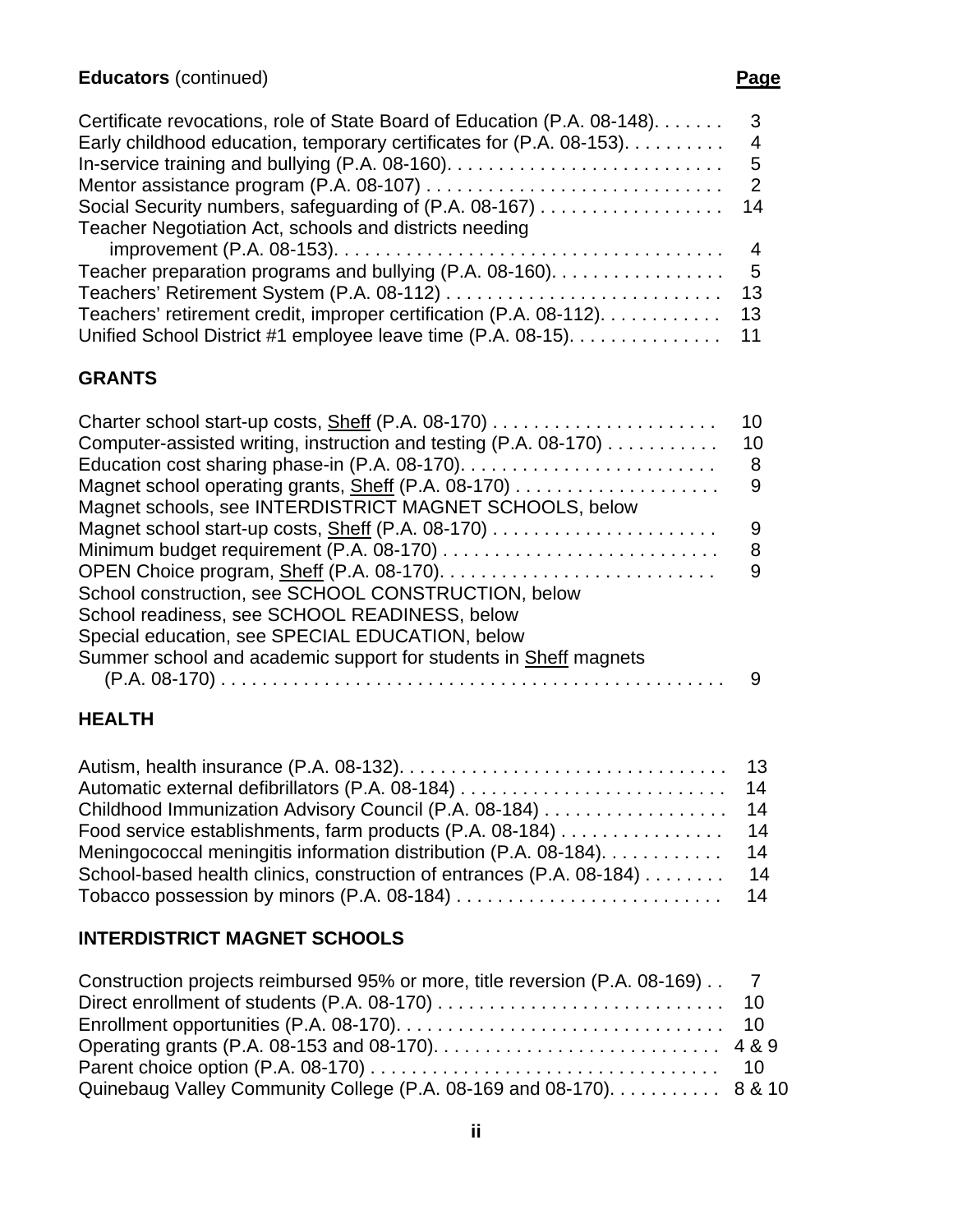**Educators** (continued) **Page**

| | |
|---|---|
| Certificate revocations, role of State Board of Education (P.A. 08-148) | 3 |
| Early childhood education, temporary certificates for (P.A. 08-153) | 4 |
| In-service training and bullying (P.A. 08-160) | 5 |
| Mentor assistance program (P.A. 08-107) | 2 |
| Social Security numbers, safeguarding of (P.A. 08-167) | 14 |
| Teacher Negotiation Act, schools and districts needing improvement (P.A. 08-153) | 4 |
| Teacher preparation programs and bullying (P.A. 08-160) | 5 |
| Teachers' Retirement System (P.A. 08-112) | 13 |
| Teachers' retirement credit, improper certification (P.A. 08-112) | 13 |
| Unified School District #1 employee leave time (P.A. 08-15) | 11 |

## GRANTS

| | |
|---|---|
| Charter school start-up costs, Sheff (P.A. 08-170) | 10 |
| Computer-assisted writing, instruction and testing (P.A. 08-170) | 10 |
| Education cost sharing phase-in (P.A. 08-170) | 8 |
| Magnet school operating grants, Sheff (P.A. 08-170) | 9 |
| Magnet schools, see INTERDISTRICT MAGNET SCHOOLS, below | |
| Magnet school start-up costs, Sheff (P.A. 08-170) | 9 |
| Minimum budget requirement (P.A. 08-170) | 8 |
| OPEN Choice program, Sheff (P.A. 08-170) | 9 |
| School construction, see SCHOOL CONSTRUCTION, below | |
| School readiness, see SCHOOL READINESS, below | |
| Special education, see SPECIAL EDUCATION, below | |
| Summer school and academic support for students in Sheff magnets (P.A. 08-170) | 9 |

## HEALTH

| | |
|---|---|
| Autism, health insurance (P.A. 08-132) | 13 |
| Automatic external defibrillators (P.A. 08-184) | 14 |
| Childhood Immunization Advisory Council (P.A. 08-184) | 14 |
| Food service establishments, farm products (P.A. 08-184) | 14 |
| Meningococcal meningitis information distribution (P.A. 08-184) | 14 |
| School-based health clinics, construction of entrances (P.A. 08-184) | 14 |
| Tobacco possession by minors (P.A. 08-184) | 14 |

## INTERDISTRICT MAGNET SCHOOLS

| | |
|---|---|
| Construction projects reimbursed 95% or more, title reversion (P.A. 08-169) | 7 |
| Direct enrollment of students (P.A. 08-170) | 10 |
| Enrollment opportunities (P.A. 08-170) | 10 |
| Operating grants (P.A. 08-153 and 08-170) | 4 & 9 |
| Parent choice option (P.A. 08-170) | 10 |
| Quinebaug Valley Community College (P.A. 08-169 and 08-170) | 8 & 10 |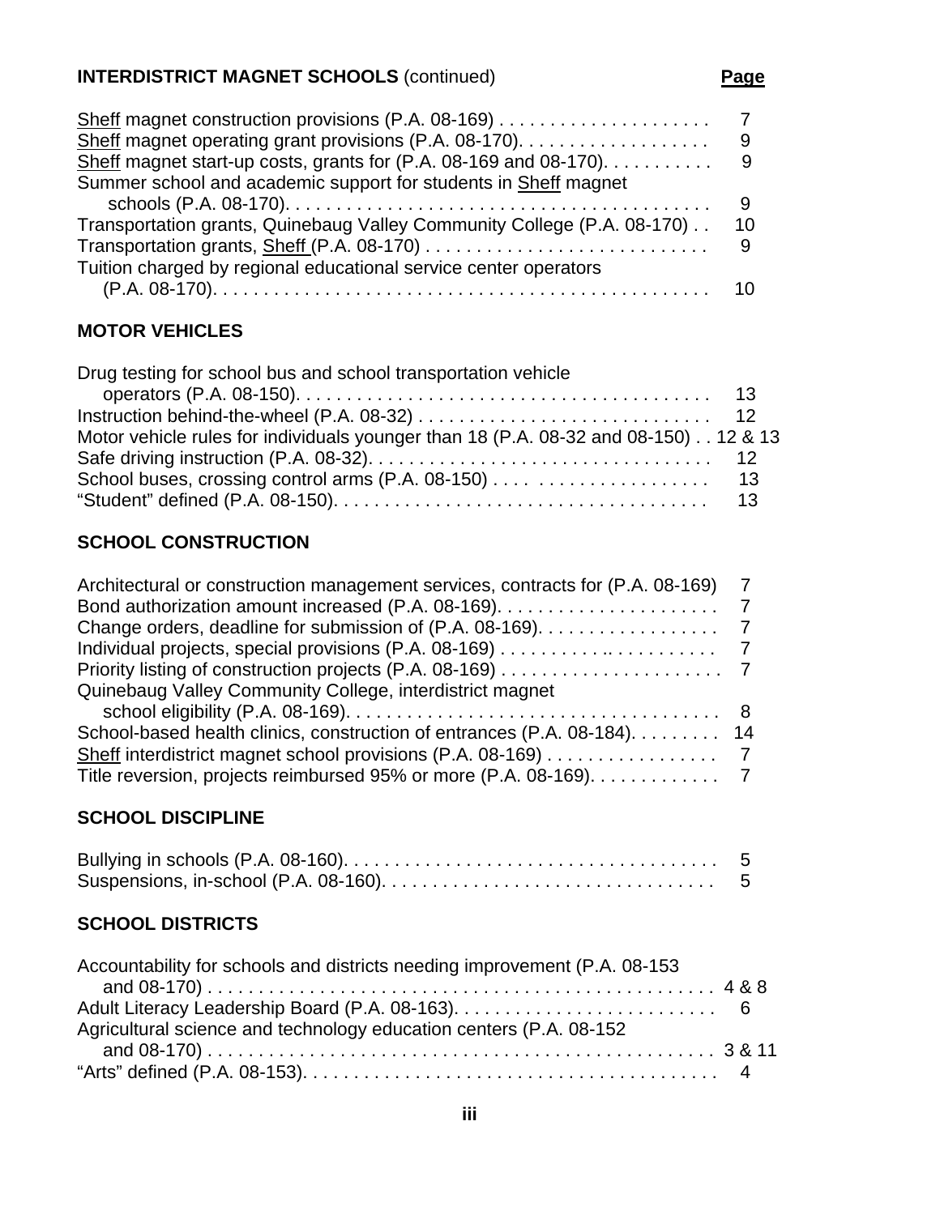**INTERDISTRICT MAGNET SCHOOLS** (continued) **Page**

Sheff magnet construction provisions (P.A. 08-169) . . . . . . . . . . . . . . . . . . . . . 7
Sheff magnet operating grant provisions (P.A. 08-170). . . . . . . . . . . . . . . . . . . 9
Sheff magnet start-up costs, grants for (P.A. 08-169 and 08-170). . . . . . . . . . . 9
Summer school and academic support for students in Sheff magnet schools (P.A. 08-170). . . . . . . . . . . . . . . . . . . . . . . . . . . . . . . . . . . . . . . . . 9
Transportation grants, Quinebaug Valley Community College (P.A. 08-170) . . 10
Transportation grants, Sheff (P.A. 08-170) . . . . . . . . . . . . . . . . . . . . . . . . . . . . 9
Tuition charged by regional educational service center operators (P.A. 08-170). . . . . . . . . . . . . . . . . . . . . . . . . . . . . . . . . . . . . . . . . . . . . . . . . 10

**MOTOR VEHICLES**

Drug testing for school bus and school transportation vehicle operators (P.A. 08-150). . . . . . . . . . . . . . . . . . . . . . . . . . . . . . . . . . . . . . . . . 13
Instruction behind-the-wheel (P.A. 08-32) . . . . . . . . . . . . . . . . . . . . . . . . . . . . 12
Motor vehicle rules for individuals younger than 18 (P.A. 08-32 and 08-150) . . 12 & 13
Safe driving instruction (P.A. 08-32). . . . . . . . . . . . . . . . . . . . . . . . . . . . . . . . . 12
School buses, crossing control arms (P.A. 08-150) . . . . . . . . . . . . . . . . . . . . . 13
"Student" defined (P.A. 08-150). . . . . . . . . . . . . . . . . . . . . . . . . . . . . . . . . . . . 13

**SCHOOL CONSTRUCTION**

Architectural or construction management services, contracts for (P.A. 08-169) 7
Bond authorization amount increased (P.A. 08-169). . . . . . . . . . . . . . . . . . . . . . 7
Change orders, deadline for submission of (P.A. 08-169). . . . . . . . . . . . . . . . . . 7
Individual projects, special provisions (P.A. 08-169) . . . . . . . . . .. . . . . . . . . . . 7
Priority listing of construction projects (P.A. 08-169) . . . . . . . . . . . . . . . . . . . . . . 7
Quinebaug Valley Community College, interdistrict magnet school eligibility (P.A. 08-169). . . . . . . . . . . . . . . . . . . . . . . . . . . . . . . . . . . . . 8
School-based health clinics, construction of entrances (P.A. 08-184). . . . . . . . . 14
Sheff interdistrict magnet school provisions (P.A. 08-169) . . . . . . . . . . . . . . . . . 7
Title reversion, projects reimbursed 95% or more (P.A. 08-169). . . . . . . . . . . . . 7

**SCHOOL DISCIPLINE**

Bullying in schools (P.A. 08-160). . . . . . . . . . . . . . . . . . . . . . . . . . . . . . . . . . . . . 5
Suspensions, in-school (P.A. 08-160). . . . . . . . . . . . . . . . . . . . . . . . . . . . . . . . . 5

**SCHOOL DISTRICTS**

Accountability for schools and districts needing improvement (P.A. 08-153 and 08-170) . . . . . . . . . . . . . . . . . . . . . . . . . . . . . . . . . . . . . . . . . . . . . . . . . 4 & 8
Adult Literacy Leadership Board (P.A. 08-163). . . . . . . . . . . . . . . . . . . . . . . . . . 6
Agricultural science and technology education centers (P.A. 08-152 and 08-170) . . . . . . . . . . . . . . . . . . . . . . . . . . . . . . . . . . . . . . . . . . . . . . . . . 3 & 11
"Arts" defined (P.A. 08-153). . . . . . . . . . . . . . . . . . . . . . . . . . . . . . . . . . . . . . . . . 4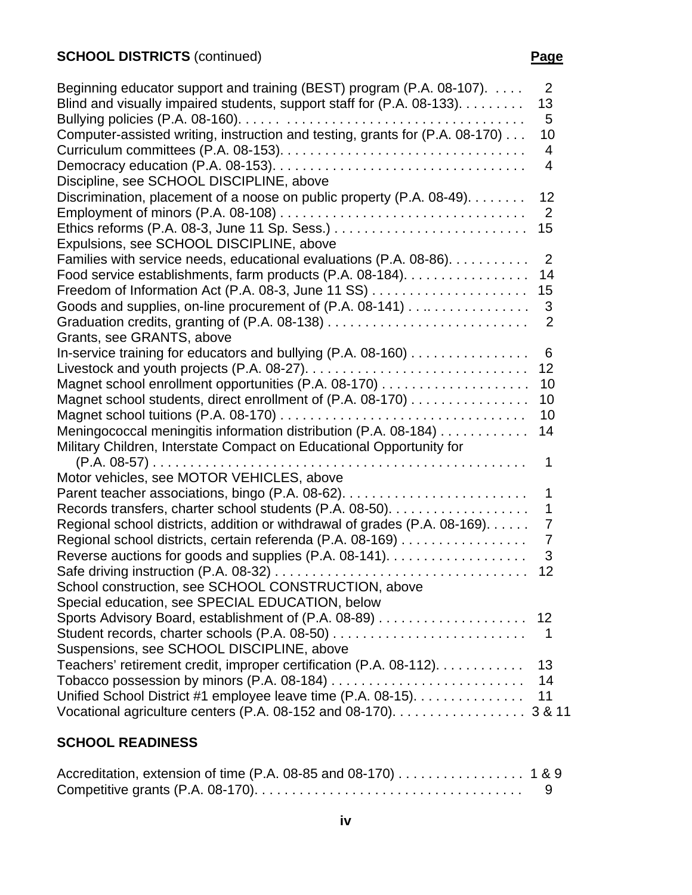**SCHOOL DISTRICTS** (continued) **Page**

| | Page |
|---|---|
| Beginning educator support and training (BEST) program (P.A. 08-107). | 2 |
| Blind and visually impaired students, support staff for (P.A. 08-133). | 13 |
| Bullying policies (P.A. 08-160). | 5 |
| Computer-assisted writing, instruction and testing, grants for (P.A. 08-170) | 10 |
| Curriculum committees (P.A. 08-153). | 4 |
| Democracy education (P.A. 08-153). | 4 |
| Discipline, see SCHOOL DISCIPLINE, above | |
| Discrimination, placement of a noose on public property (P.A. 08-49). | 12 |
| Employment of minors (P.A. 08-108) | 2 |
| Ethics reforms (P.A. 08-3, June 11 Sp. Sess.) | 15 |
| Expulsions, see SCHOOL DISCIPLINE, above | |
| Families with service needs, educational evaluations (P.A. 08-86). | 2 |
| Food service establishments, farm products (P.A. 08-184). | 14 |
| Freedom of Information Act (P.A. 08-3, June 11 SS) | 15 |
| Goods and supplies, on-line procurement of (P.A. 08-141) | 3 |
| Graduation credits, granting of (P.A. 08-138) | 2 |
| Grants, see GRANTS, above | |
| In-service training for educators and bullying (P.A. 08-160) | 6 |
| Livestock and youth projects (P.A. 08-27). | 12 |
| Magnet school enrollment opportunities (P.A. 08-170) | 10 |
| Magnet school students, direct enrollment of (P.A. 08-170) | 10 |
| Magnet school tuitions (P.A. 08-170) | 10 |
| Meningococcal meningitis information distribution (P.A. 08-184) | 14 |
| Military Children, Interstate Compact on Educational Opportunity for (P.A. 08-57) | 1 |
| Motor vehicles, see MOTOR VEHICLES, above | |
| Parent teacher associations, bingo (P.A. 08-62). | 1 |
| Records transfers, charter school students (P.A. 08-50). | 1 |
| Regional school districts, addition or withdrawal of grades (P.A. 08-169). | 7 |
| Regional school districts, certain referenda (P.A. 08-169) | 7 |
| Reverse auctions for goods and supplies (P.A. 08-141). | 3 |
| Safe driving instruction (P.A. 08-32) | 12 |
| School construction, see SCHOOL CONSTRUCTION, above | |
| Special education, see SPECIAL EDUCATION, below | |
| Sports Advisory Board, establishment of (P.A. 08-89) | 12 |
| Student records, charter schools (P.A. 08-50) | 1 |
| Suspensions, see SCHOOL DISCIPLINE, above | |
| Teachers' retirement credit, improper certification (P.A. 08-112). | 13 |
| Tobacco possession by minors (P.A. 08-184) | 14 |
| Unified School District #1 employee leave time (P.A. 08-15). | 11 |
| Vocational agriculture centers (P.A. 08-152 and 08-170). | 3 & 11 |

**SCHOOL READINESS**

| | Page |
|---|---|
| Accreditation, extension of time (P.A. 08-85 and 08-170) | 1 & 9 |
| Competitive grants (P.A. 08-170). | 9 |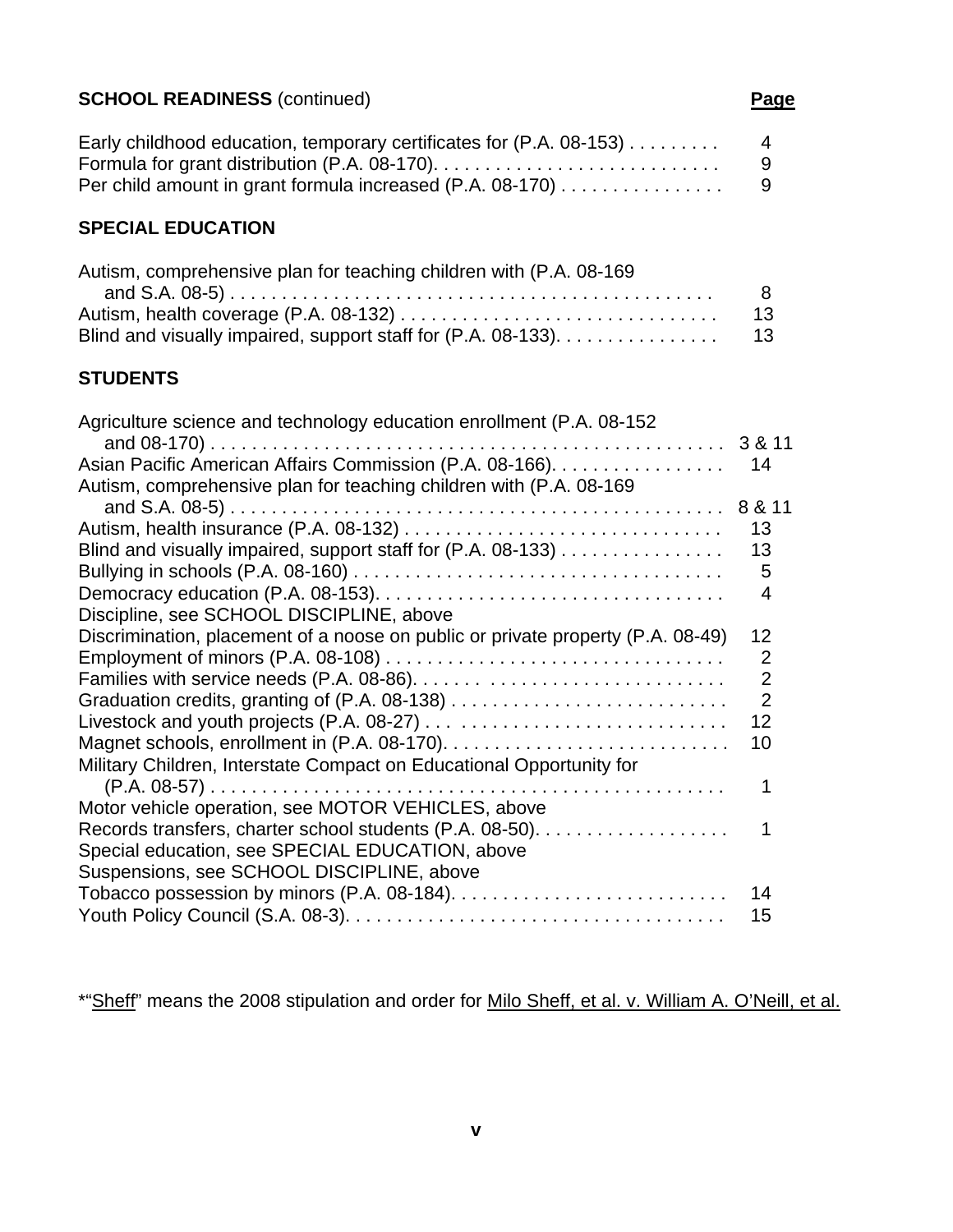**SCHOOL READINESS** (continued) **Page**

| Entry | Page |
|---|---|
| Early childhood education, temporary certificates for (P.A. 08-153) | 4 |
| Formula for grant distribution (P.A. 08-170) | 9 |
| Per child amount in grant formula increased (P.A. 08-170) | 9 |

**SPECIAL EDUCATION**

| Entry | Page |
|---|---|
| Autism, comprehensive plan for teaching children with (P.A. 08-169 and S.A. 08-5) | 8 |
| Autism, health coverage (P.A. 08-132) | 13 |
| Blind and visually impaired, support staff for (P.A. 08-133) | 13 |

**STUDENTS**

| Entry | Page |
|---|---|
| Agriculture science and technology education enrollment (P.A. 08-152 and 08-170) | 3 & 11 |
| Asian Pacific American Affairs Commission (P.A. 08-166) | 14 |
| Autism, comprehensive plan for teaching children with (P.A. 08-169 and S.A. 08-5) | 8 & 11 |
| Autism, health insurance (P.A. 08-132) | 13 |
| Blind and visually impaired, support staff for (P.A. 08-133) | 13 |
| Bullying in schools (P.A. 08-160) | 5 |
| Democracy education (P.A. 08-153) | 4 |
| Discipline, see SCHOOL DISCIPLINE, above | |
| Discrimination, placement of a noose on public or private property (P.A. 08-49) | 12 |
| Employment of minors (P.A. 08-108) | 2 |
| Families with service needs (P.A. 08-86) | 2 |
| Graduation credits, granting of (P.A. 08-138) | 2 |
| Livestock and youth projects (P.A. 08-27) | 12 |
| Magnet schools, enrollment in (P.A. 08-170) | 10 |
| Military Children, Interstate Compact on Educational Opportunity for (P.A. 08-57) | 1 |
| Motor vehicle operation, see MOTOR VEHICLES, above | |
| Records transfers, charter school students (P.A. 08-50) | 1 |
| Special education, see SPECIAL EDUCATION, above | |
| Suspensions, see SCHOOL DISCIPLINE, above | |
| Tobacco possession by minors (P.A. 08-184) | 14 |
| Youth Policy Council (S.A. 08-3) | 15 |

*"Sheff" means the 2008 stipulation and order for Milo Sheff, et al. v. William A. O'Neill, et al.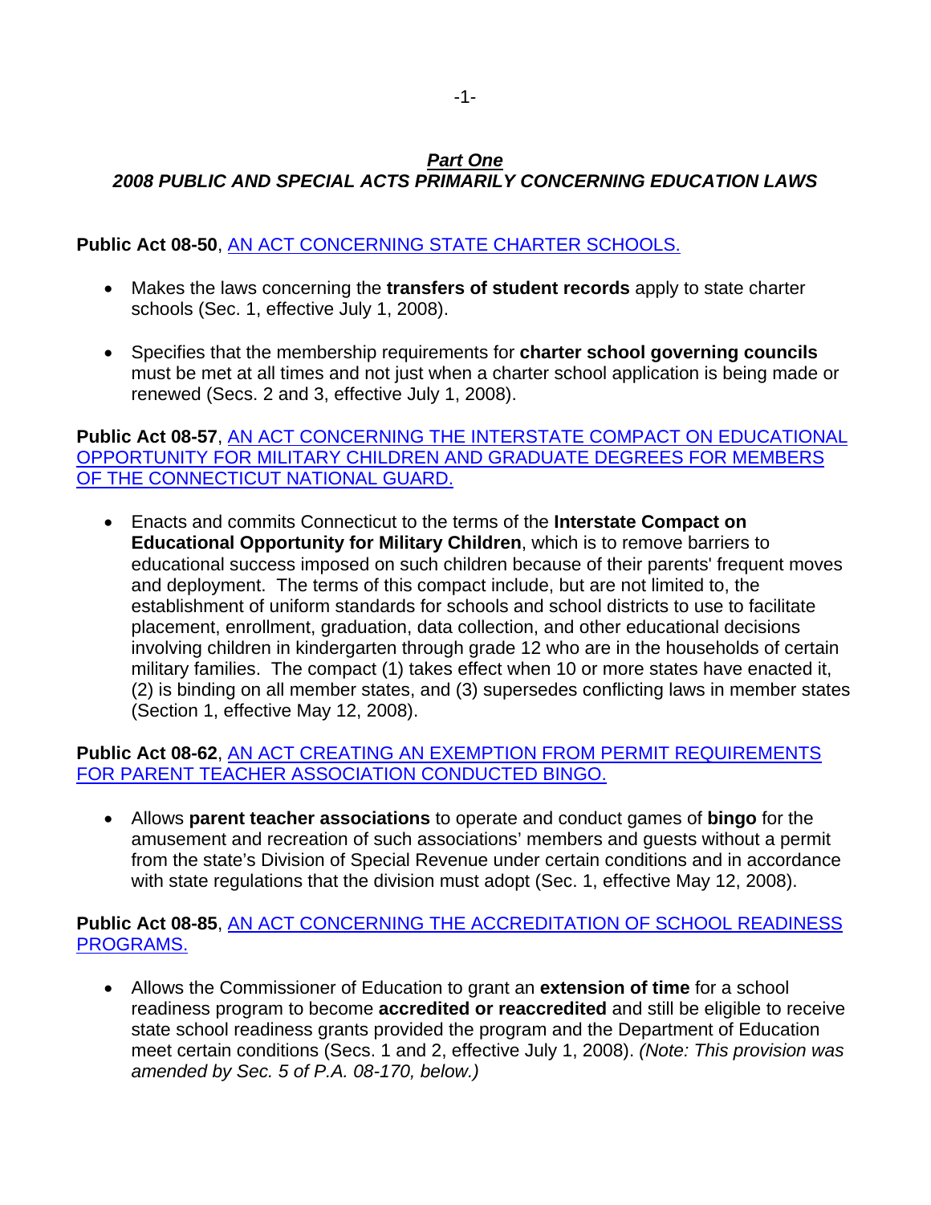## *Part One*
## *2008 PUBLIC AND SPECIAL ACTS PRIMARILY CONCERNING EDUCATION LAWS*

**Public Act 08-50**, AN ACT CONCERNING STATE CHARTER SCHOOLS.

- Makes the laws concerning the **transfers of student records** apply to state charter schools (Sec. 1, effective July 1, 2008).

- Specifies that the membership requirements for **charter school governing councils** must be met at all times and not just when a charter school application is being made or renewed (Secs. 2 and 3, effective July 1, 2008).

**Public Act 08-57**, AN ACT CONCERNING THE INTERSTATE COMPACT ON EDUCATIONAL OPPORTUNITY FOR MILITARY CHILDREN AND GRADUATE DEGREES FOR MEMBERS OF THE CONNECTICUT NATIONAL GUARD.

- Enacts and commits Connecticut to the terms of the **Interstate Compact on Educational Opportunity for Military Children**, which is to remove barriers to educational success imposed on such children because of their parents' frequent moves and deployment. The terms of this compact include, but are not limited to, the establishment of uniform standards for schools and school districts to use to facilitate placement, enrollment, graduation, data collection, and other educational decisions involving children in kindergarten through grade 12 who are in the households of certain military families. The compact (1) takes effect when 10 or more states have enacted it, (2) is binding on all member states, and (3) supersedes conflicting laws in member states (Section 1, effective May 12, 2008).

**Public Act 08-62**, AN ACT CREATING AN EXEMPTION FROM PERMIT REQUIREMENTS FOR PARENT TEACHER ASSOCIATION CONDUCTED BINGO.

- Allows **parent teacher associations** to operate and conduct games of **bingo** for the amusement and recreation of such associations' members and guests without a permit from the state's Division of Special Revenue under certain conditions and in accordance with state regulations that the division must adopt (Sec. 1, effective May 12, 2008).

**Public Act 08-85**, AN ACT CONCERNING THE ACCREDITATION OF SCHOOL READINESS PROGRAMS.

- Allows the Commissioner of Education to grant an **extension of time** for a school readiness program to become **accredited or reaccredited** and still be eligible to receive state school readiness grants provided the program and the Department of Education meet certain conditions (Secs. 1 and 2, effective July 1, 2008). *(Note: This provision was amended by Sec. 5 of P.A. 08-170, below.)*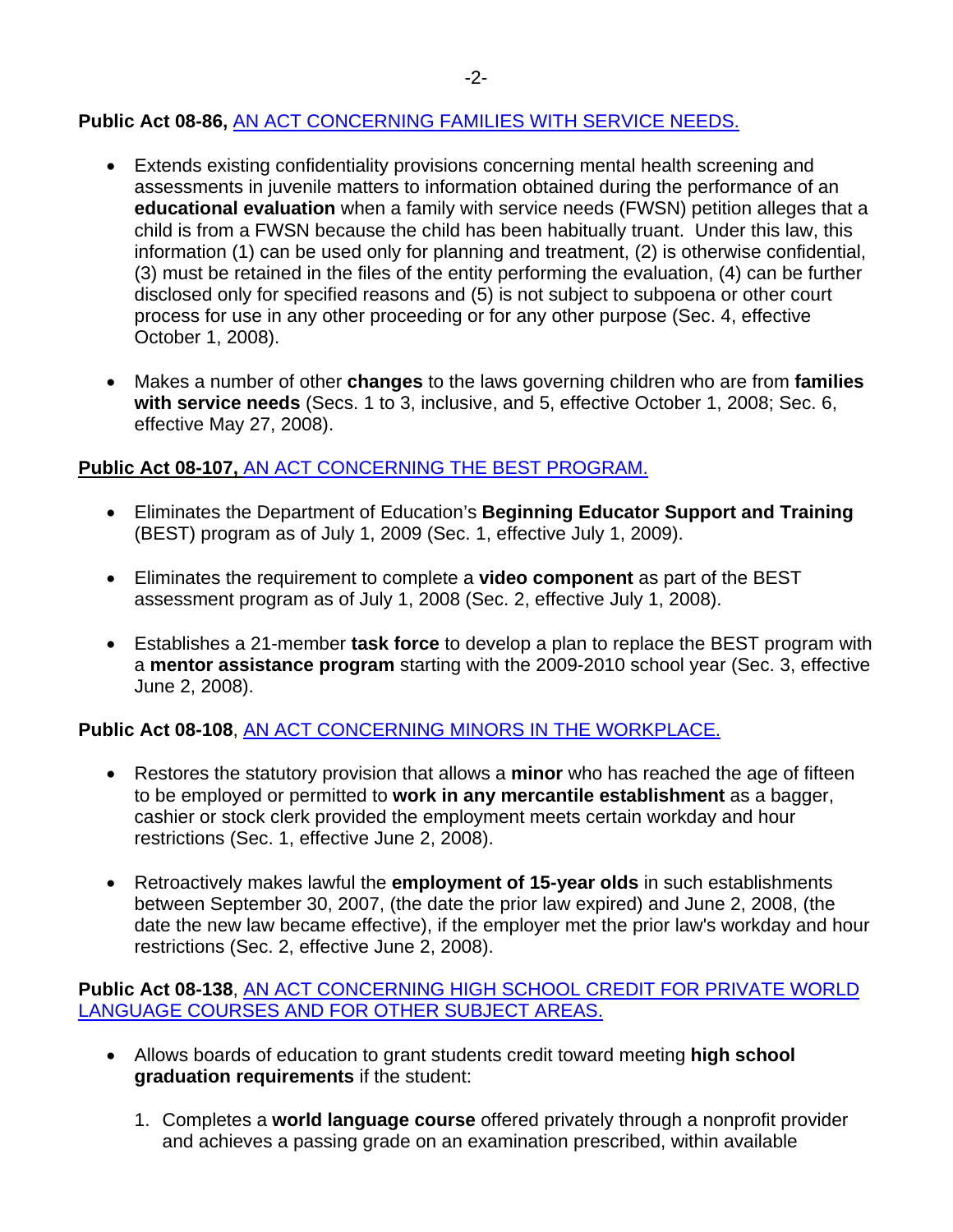**Public Act 08-86,** AN ACT CONCERNING FAMILIES WITH SERVICE NEEDS.

- Extends existing confidentiality provisions concerning mental health screening and assessments in juvenile matters to information obtained during the performance of an **educational evaluation** when a family with service needs (FWSN) petition alleges that a child is from a FWSN because the child has been habitually truant. Under this law, this information (1) can be used only for planning and treatment, (2) is otherwise confidential, (3) must be retained in the files of the entity performing the evaluation, (4) can be further disclosed only for specified reasons and (5) is not subject to subpoena or other court process for use in any other proceeding or for any other purpose (Sec. 4, effective October 1, 2008).

- Makes a number of other **changes** to the laws governing children who are from **families with service needs** (Secs. 1 to 3, inclusive, and 5, effective October 1, 2008; Sec. 6, effective May 27, 2008).

**Public Act 08-107,** AN ACT CONCERNING THE BEST PROGRAM.

- Eliminates the Department of Education's **Beginning Educator Support and Training** (BEST) program as of July 1, 2009 (Sec. 1, effective July 1, 2009).

- Eliminates the requirement to complete a **video component** as part of the BEST assessment program as of July 1, 2008 (Sec. 2, effective July 1, 2008).

- Establishes a 21-member **task force** to develop a plan to replace the BEST program with a **mentor assistance program** starting with the 2009-2010 school year (Sec. 3, effective June 2, 2008).

**Public Act 08-108**, AN ACT CONCERNING MINORS IN THE WORKPLACE.

- Restores the statutory provision that allows a **minor** who has reached the age of fifteen to be employed or permitted to **work in any mercantile establishment** as a bagger, cashier or stock clerk provided the employment meets certain workday and hour restrictions (Sec. 1, effective June 2, 2008).

- Retroactively makes lawful the **employment of 15-year olds** in such establishments between September 30, 2007, (the date the prior law expired) and June 2, 2008, (the date the new law became effective), if the employer met the prior law's workday and hour restrictions (Sec. 2, effective June 2, 2008).

**Public Act 08-138**, AN ACT CONCERNING HIGH SCHOOL CREDIT FOR PRIVATE WORLD LANGUAGE COURSES AND FOR OTHER SUBJECT AREAS.

- Allows boards of education to grant students credit toward meeting **high school graduation requirements** if the student:

  1. Completes a **world language course** offered privately through a nonprofit provider and achieves a passing grade on an examination prescribed, within available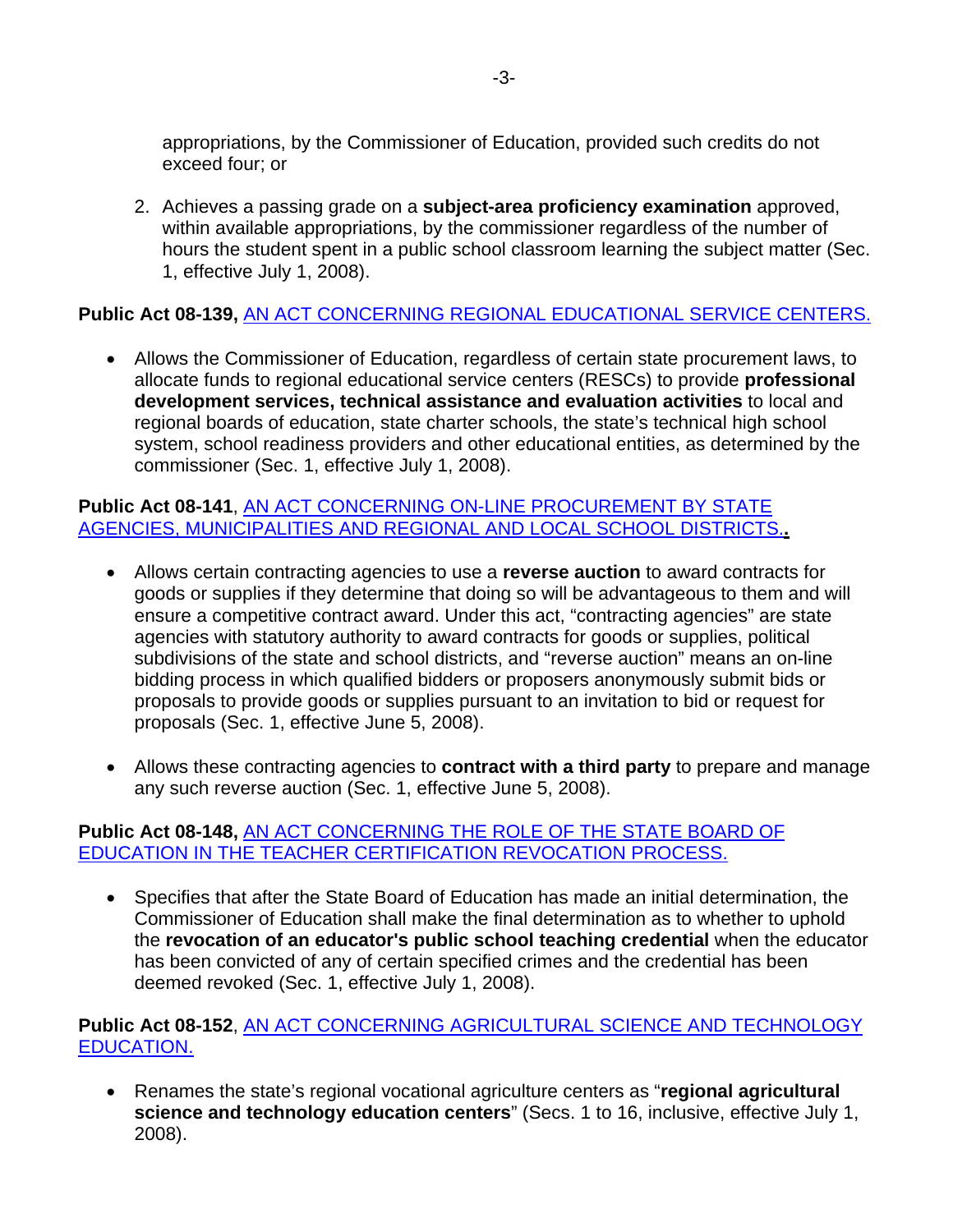appropriations, by the Commissioner of Education, provided such credits do not exceed four; or

2. Achieves a passing grade on a **subject-area proficiency examination** approved, within available appropriations, by the commissioner regardless of the number of hours the student spent in a public school classroom learning the subject matter (Sec. 1, effective July 1, 2008).

**Public Act 08-139,** AN ACT CONCERNING REGIONAL EDUCATIONAL SERVICE CENTERS.

- Allows the Commissioner of Education, regardless of certain state procurement laws, to allocate funds to regional educational service centers (RESCs) to provide **professional development services, technical assistance and evaluation activities** to local and regional boards of education, state charter schools, the state's technical high school system, school readiness providers and other educational entities, as determined by the commissioner (Sec. 1, effective July 1, 2008).

**Public Act 08-141**, AN ACT CONCERNING ON-LINE PROCUREMENT BY STATE AGENCIES, MUNICIPALITIES AND REGIONAL AND LOCAL SCHOOL DISTRICTS.**.**

- Allows certain contracting agencies to use a **reverse auction** to award contracts for goods or supplies if they determine that doing so will be advantageous to them and will ensure a competitive contract award. Under this act, "contracting agencies" are state agencies with statutory authority to award contracts for goods or supplies, political subdivisions of the state and school districts, and "reverse auction" means an on-line bidding process in which qualified bidders or proposers anonymously submit bids or proposals to provide goods or supplies pursuant to an invitation to bid or request for proposals (Sec. 1, effective June 5, 2008).

- Allows these contracting agencies to **contract with a third party** to prepare and manage any such reverse auction (Sec. 1, effective June 5, 2008).

**Public Act 08-148,** AN ACT CONCERNING THE ROLE OF THE STATE BOARD OF EDUCATION IN THE TEACHER CERTIFICATION REVOCATION PROCESS.

- Specifies that after the State Board of Education has made an initial determination, the Commissioner of Education shall make the final determination as to whether to uphold the **revocation of an educator's public school teaching credential** when the educator has been convicted of any of certain specified crimes and the credential has been deemed revoked (Sec. 1, effective July 1, 2008).

**Public Act 08-152**, AN ACT CONCERNING AGRICULTURAL SCIENCE AND TECHNOLOGY EDUCATION.

- Renames the state's regional vocational agriculture centers as "**regional agricultural science and technology education centers**" (Secs. 1 to 16, inclusive, effective July 1, 2008).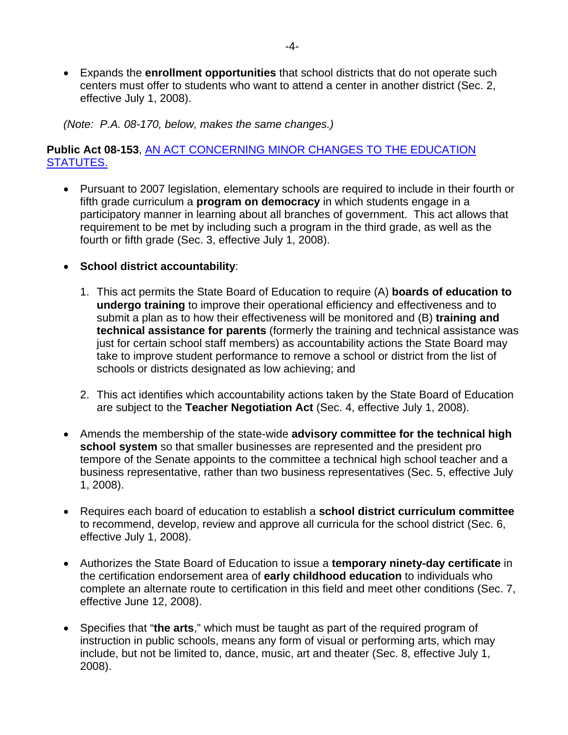- Expands the **enrollment opportunities** that school districts that do not operate such centers must offer to students who want to attend a center in another district (Sec. 2, effective July 1, 2008).

*(Note: P.A. 08-170, below, makes the same changes.)*

**Public Act 08-153**, AN ACT CONCERNING MINOR CHANGES TO THE EDUCATION STATUTES.

- Pursuant to 2007 legislation, elementary schools are required to include in their fourth or fifth grade curriculum a **program on democracy** in which students engage in a participatory manner in learning about all branches of government. This act allows that requirement to be met by including such a program in the third grade, as well as the fourth or fifth grade (Sec. 3, effective July 1, 2008).

- **School district accountability**:

  1. This act permits the State Board of Education to require (A) **boards of education to undergo training** to improve their operational efficiency and effectiveness and to submit a plan as to how their effectiveness will be monitored and (B) **training and technical assistance for parents** (formerly the training and technical assistance was just for certain school staff members) as accountability actions the State Board may take to improve student performance to remove a school or district from the list of schools or districts designated as low achieving; and

  2. This act identifies which accountability actions taken by the State Board of Education are subject to the **Teacher Negotiation Act** (Sec. 4, effective July 1, 2008).

- Amends the membership of the state-wide **advisory committee for the technical high school system** so that smaller businesses are represented and the president pro tempore of the Senate appoints to the committee a technical high school teacher and a business representative, rather than two business representatives (Sec. 5, effective July 1, 2008).

- Requires each board of education to establish a **school district curriculum committee** to recommend, develop, review and approve all curricula for the school district (Sec. 6, effective July 1, 2008).

- Authorizes the State Board of Education to issue a **temporary ninety-day certificate** in the certification endorsement area of **early childhood education** to individuals who complete an alternate route to certification in this field and meet other conditions (Sec. 7, effective June 12, 2008).

- Specifies that "**the arts**," which must be taught as part of the required program of instruction in public schools, means any form of visual or performing arts, which may include, but not be limited to, dance, music, art and theater (Sec. 8, effective July 1, 2008).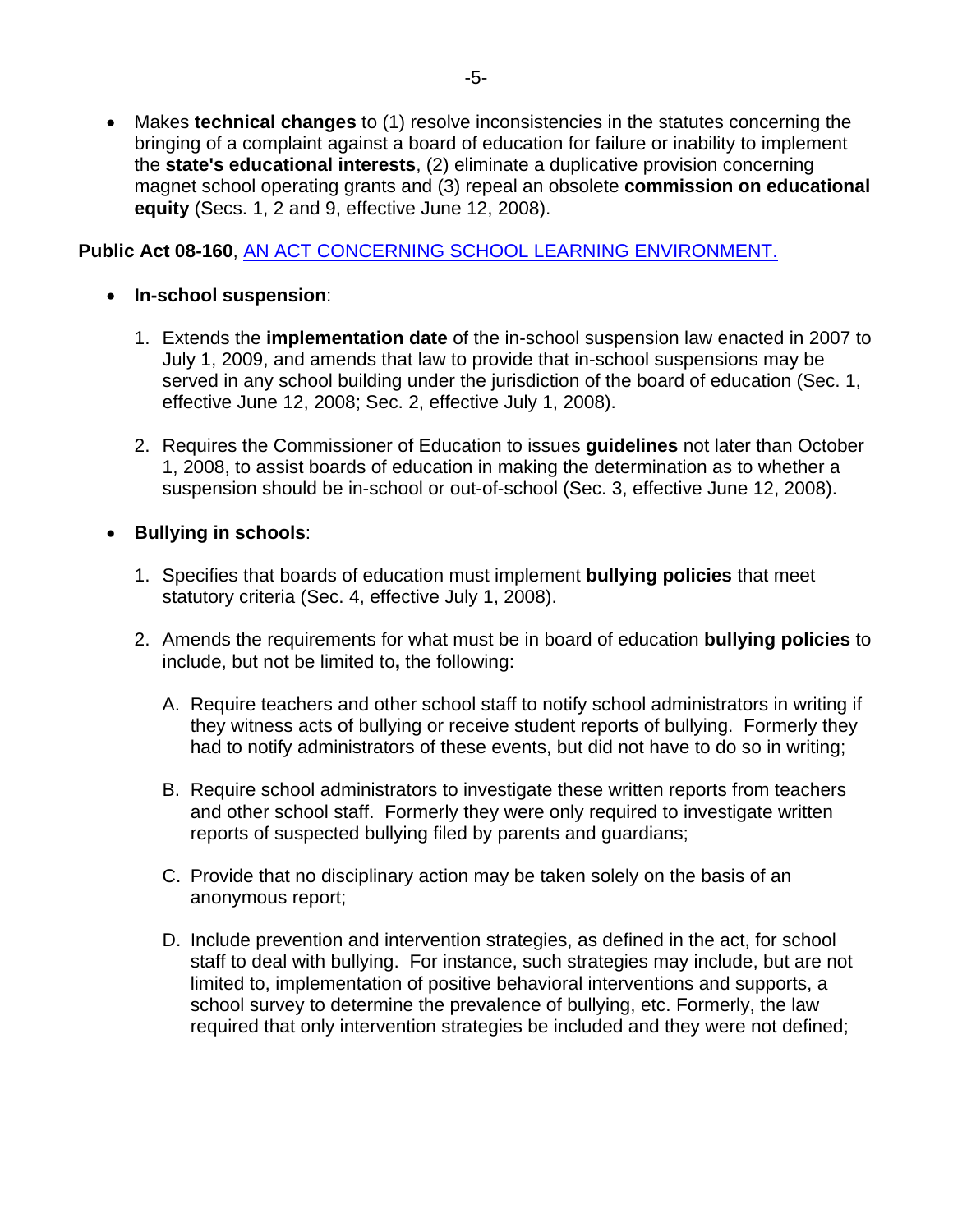- Makes **technical changes** to (1) resolve inconsistencies in the statutes concerning the bringing of a complaint against a board of education for failure or inability to implement the **state's educational interests**, (2) eliminate a duplicative provision concerning magnet school operating grants and (3) repeal an obsolete **commission on educational equity** (Secs. 1, 2 and 9, effective June 12, 2008).

**Public Act 08-160**, AN ACT CONCERNING SCHOOL LEARNING ENVIRONMENT.

- **In-school suspension**:

  1. Extends the **implementation date** of the in-school suspension law enacted in 2007 to July 1, 2009, and amends that law to provide that in-school suspensions may be served in any school building under the jurisdiction of the board of education (Sec. 1, effective June 12, 2008; Sec. 2, effective July 1, 2008).

  2. Requires the Commissioner of Education to issues **guidelines** not later than October 1, 2008, to assist boards of education in making the determination as to whether a suspension should be in-school or out-of-school (Sec. 3, effective June 12, 2008).

- **Bullying in schools**:

  1. Specifies that boards of education must implement **bullying policies** that meet statutory criteria (Sec. 4, effective July 1, 2008).

  2. Amends the requirements for what must be in board of education **bullying policies** to include, but not be limited to**,** the following:

     A. Require teachers and other school staff to notify school administrators in writing if they witness acts of bullying or receive student reports of bullying. Formerly they had to notify administrators of these events, but did not have to do so in writing;

     B. Require school administrators to investigate these written reports from teachers and other school staff. Formerly they were only required to investigate written reports of suspected bullying filed by parents and guardians;

     C. Provide that no disciplinary action may be taken solely on the basis of an anonymous report;

     D. Include prevention and intervention strategies, as defined in the act, for school staff to deal with bullying. For instance, such strategies may include, but are not limited to, implementation of positive behavioral interventions and supports, a school survey to determine the prevalence of bullying, etc. Formerly, the law required that only intervention strategies be included and they were not defined;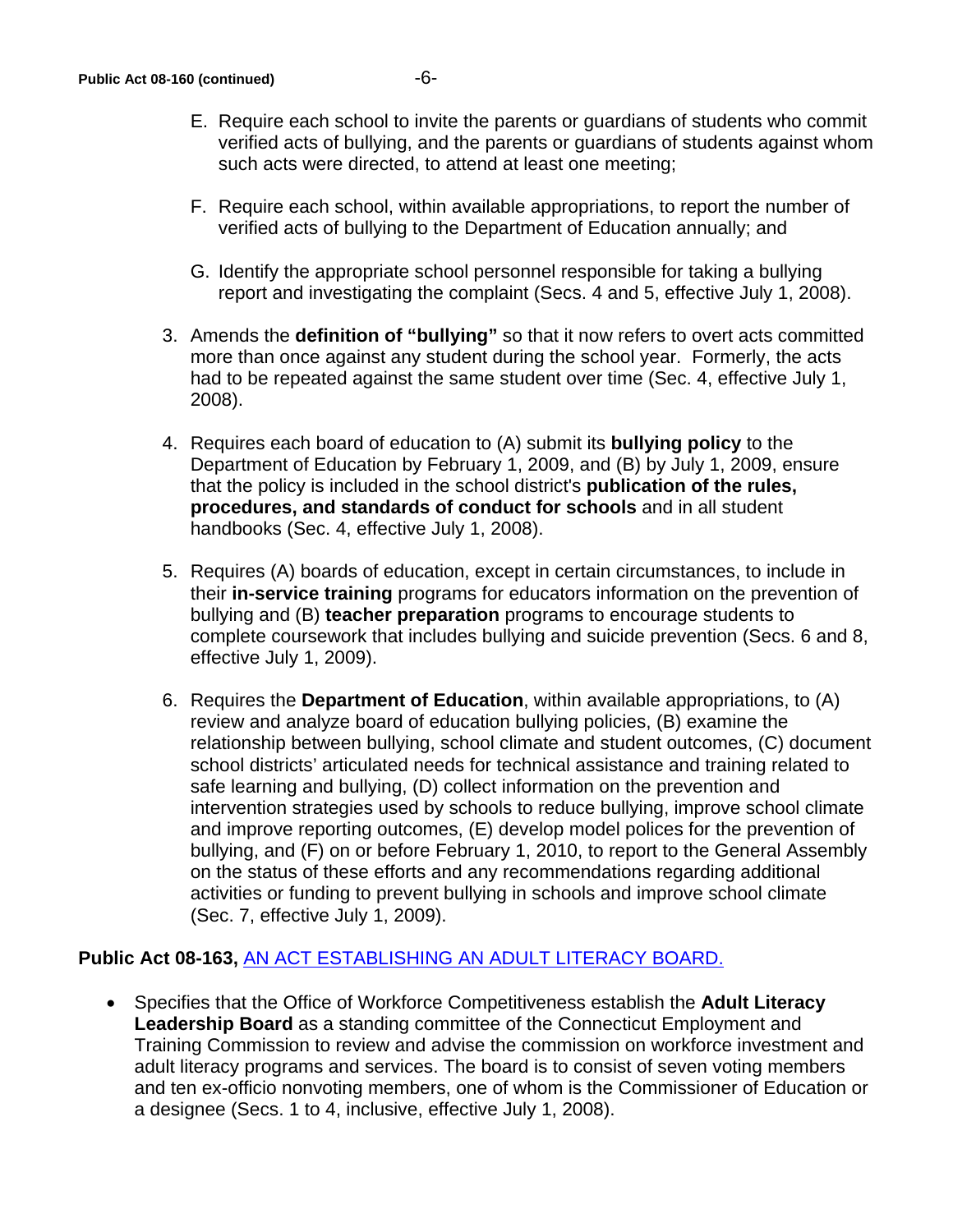E. Require each school to invite the parents or guardians of students who commit verified acts of bullying, and the parents or guardians of students against whom such acts were directed, to attend at least one meeting;

   F. Require each school, within available appropriations, to report the number of verified acts of bullying to the Department of Education annually; and

   G. Identify the appropriate school personnel responsible for taking a bullying report and investigating the complaint (Secs. 4 and 5, effective July 1, 2008).

3. Amends the **definition of "bullying"** so that it now refers to overt acts committed more than once against any student during the school year. Formerly, the acts had to be repeated against the same student over time (Sec. 4, effective July 1, 2008).

4. Requires each board of education to (A) submit its **bullying policy** to the Department of Education by February 1, 2009, and (B) by July 1, 2009, ensure that the policy is included in the school district's **publication of the rules, procedures, and standards of conduct for schools** and in all student handbooks (Sec. 4, effective July 1, 2008).

5. Requires (A) boards of education, except in certain circumstances, to include in their **in-service training** programs for educators information on the prevention of bullying and (B) **teacher preparation** programs to encourage students to complete coursework that includes bullying and suicide prevention (Secs. 6 and 8, effective July 1, 2009).

6. Requires the **Department of Education**, within available appropriations, to (A) review and analyze board of education bullying policies, (B) examine the relationship between bullying, school climate and student outcomes, (C) document school districts' articulated needs for technical assistance and training related to safe learning and bullying, (D) collect information on the prevention and intervention strategies used by schools to reduce bullying, improve school climate and improve reporting outcomes, (E) develop model polices for the prevention of bullying, and (F) on or before February 1, 2010, to report to the General Assembly on the status of these efforts and any recommendations regarding additional activities or funding to prevent bullying in schools and improve school climate (Sec. 7, effective July 1, 2009).

**Public Act 08-163,** AN ACT ESTABLISHING AN ADULT LITERACY BOARD.

- Specifies that the Office of Workforce Competitiveness establish the **Adult Literacy Leadership Board** as a standing committee of the Connecticut Employment and Training Commission to review and advise the commission on workforce investment and adult literacy programs and services. The board is to consist of seven voting members and ten ex-officio nonvoting members, one of whom is the Commissioner of Education or a designee (Secs. 1 to 4, inclusive, effective July 1, 2008).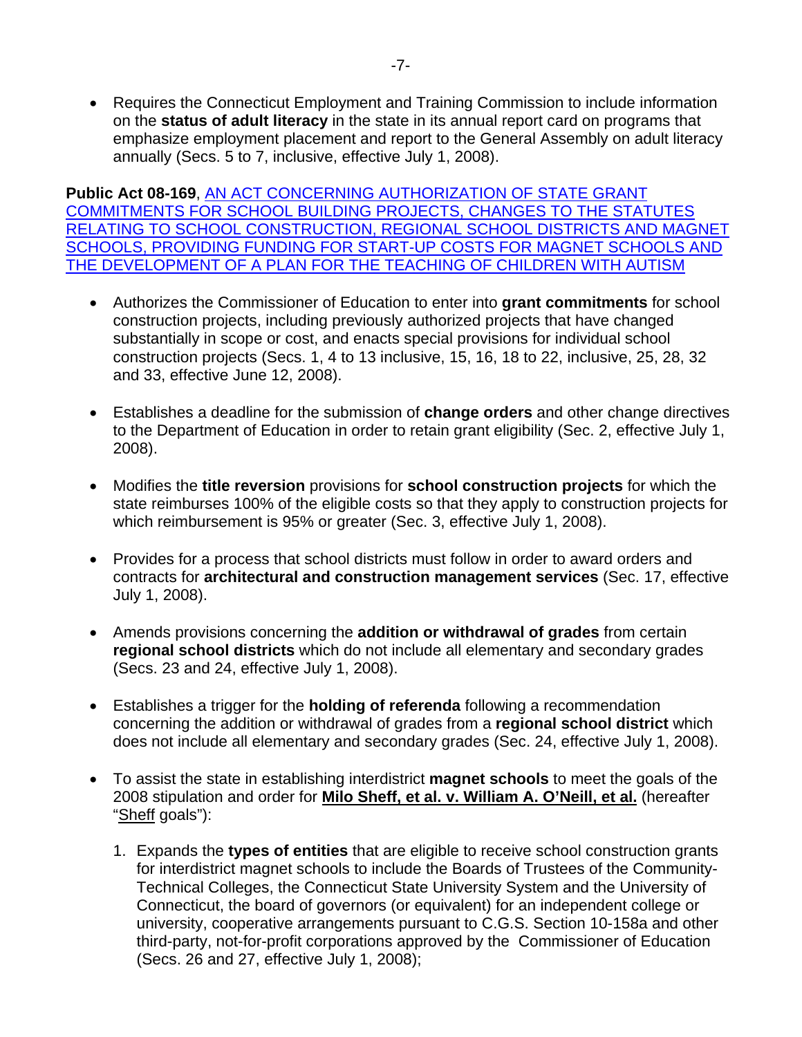- Requires the Connecticut Employment and Training Commission to include information on the **status of adult literacy** in the state in its annual report card on programs that emphasize employment placement and report to the General Assembly on adult literacy annually (Secs. 5 to 7, inclusive, effective July 1, 2008).

**Public Act 08-169**, AN ACT CONCERNING AUTHORIZATION OF STATE GRANT COMMITMENTS FOR SCHOOL BUILDING PROJECTS, CHANGES TO THE STATUTES RELATING TO SCHOOL CONSTRUCTION, REGIONAL SCHOOL DISTRICTS AND MAGNET SCHOOLS, PROVIDING FUNDING FOR START-UP COSTS FOR MAGNET SCHOOLS AND THE DEVELOPMENT OF A PLAN FOR THE TEACHING OF CHILDREN WITH AUTISM

- Authorizes the Commissioner of Education to enter into **grant commitments** for school construction projects, including previously authorized projects that have changed substantially in scope or cost, and enacts special provisions for individual school construction projects (Secs. 1, 4 to 13 inclusive, 15, 16, 18 to 22, inclusive, 25, 28, 32 and 33, effective June 12, 2008).

- Establishes a deadline for the submission of **change orders** and other change directives to the Department of Education in order to retain grant eligibility (Sec. 2, effective July 1, 2008).

- Modifies the **title reversion** provisions for **school construction projects** for which the state reimburses 100% of the eligible costs so that they apply to construction projects for which reimbursement is 95% or greater (Sec. 3, effective July 1, 2008).

- Provides for a process that school districts must follow in order to award orders and contracts for **architectural and construction management services** (Sec. 17, effective July 1, 2008).

- Amends provisions concerning the **addition or withdrawal of grades** from certain **regional school districts** which do not include all elementary and secondary grades (Secs. 23 and 24, effective July 1, 2008).

- Establishes a trigger for the **holding of referenda** following a recommendation concerning the addition or withdrawal of grades from a **regional school district** which does not include all elementary and secondary grades (Sec. 24, effective July 1, 2008).

- To assist the state in establishing interdistrict **magnet schools** to meet the goals of the 2008 stipulation and order for **Milo Sheff, et al. v. William A. O'Neill, et al.** (hereafter "Sheff goals"):

  1. Expands the **types of entities** that are eligible to receive school construction grants for interdistrict magnet schools to include the Boards of Trustees of the Community-Technical Colleges, the Connecticut State University System and the University of Connecticut, the board of governors (or equivalent) for an independent college or university, cooperative arrangements pursuant to C.G.S. Section 10-158a and other third-party, not-for-profit corporations approved by the Commissioner of Education (Secs. 26 and 27, effective July 1, 2008);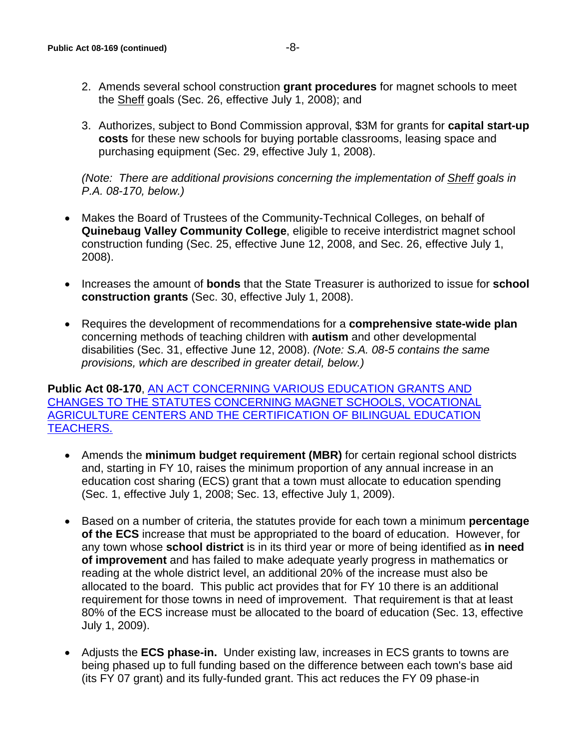2. Amends several school construction **grant procedures** for magnet schools to meet the Sheff goals (Sec. 26, effective July 1, 2008); and

3. Authorizes, subject to Bond Commission approval, $3M for grants for **capital start-up costs** for these new schools for buying portable classrooms, leasing space and purchasing equipment (Sec. 29, effective July 1, 2008).

*(Note: There are additional provisions concerning the implementation of Sheff goals in P.A. 08-170, below.)*

- Makes the Board of Trustees of the Community-Technical Colleges, on behalf of **Quinebaug Valley Community College**, eligible to receive interdistrict magnet school construction funding (Sec. 25, effective June 12, 2008, and Sec. 26, effective July 1, 2008).

- Increases the amount of **bonds** that the State Treasurer is authorized to issue for **school construction grants** (Sec. 30, effective July 1, 2008).

- Requires the development of recommendations for a **comprehensive state-wide plan** concerning methods of teaching children with **autism** and other developmental disabilities (Sec. 31, effective June 12, 2008). *(Note: S.A. 08-5 contains the same provisions, which are described in greater detail, below.)*

**Public Act 08-170**, AN ACT CONCERNING VARIOUS EDUCATION GRANTS AND CHANGES TO THE STATUTES CONCERNING MAGNET SCHOOLS, VOCATIONAL AGRICULTURE CENTERS AND THE CERTIFICATION OF BILINGUAL EDUCATION TEACHERS.

- Amends the **minimum budget requirement (MBR)** for certain regional school districts and, starting in FY 10, raises the minimum proportion of any annual increase in an education cost sharing (ECS) grant that a town must allocate to education spending (Sec. 1, effective July 1, 2008; Sec. 13, effective July 1, 2009).

- Based on a number of criteria, the statutes provide for each town a minimum **percentage of the ECS** increase that must be appropriated to the board of education. However, for any town whose **school district** is in its third year or more of being identified as **in need of improvement** and has failed to make adequate yearly progress in mathematics or reading at the whole district level, an additional 20% of the increase must also be allocated to the board. This public act provides that for FY 10 there is an additional requirement for those towns in need of improvement. That requirement is that at least 80% of the ECS increase must be allocated to the board of education (Sec. 13, effective July 1, 2009).

- Adjusts the **ECS phase-in.** Under existing law, increases in ECS grants to towns are being phased up to full funding based on the difference between each town's base aid (its FY 07 grant) and its fully-funded grant. This act reduces the FY 09 phase-in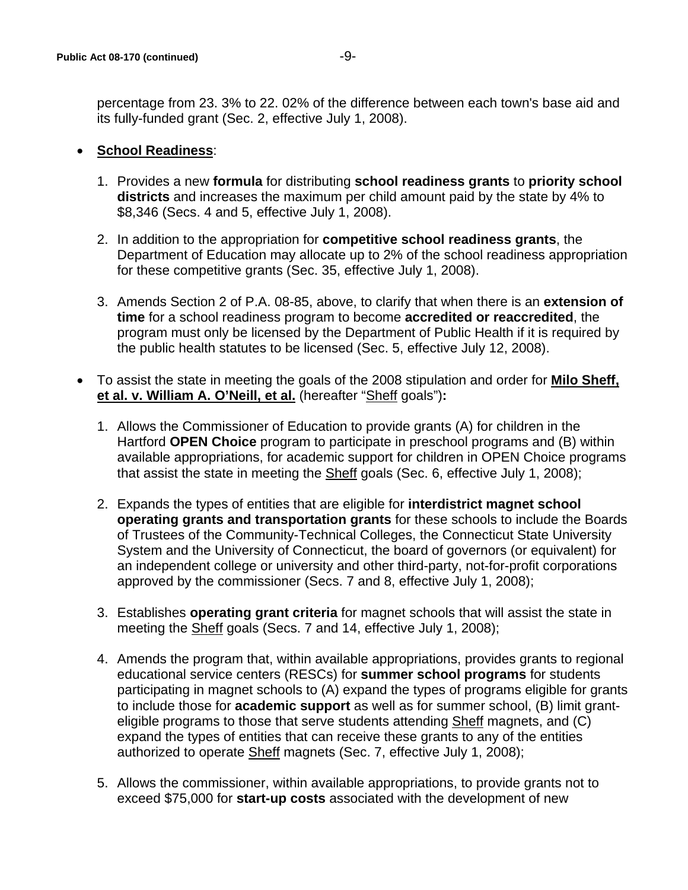percentage from 23. 3% to 22. 02% of the difference between each town's base aid and its fully-funded grant (Sec. 2, effective July 1, 2008).

- **School Readiness**:

  1. Provides a new **formula** for distributing **school readiness grants** to **priority school districts** and increases the maximum per child amount paid by the state by 4% to $8,346 (Secs. 4 and 5, effective July 1, 2008).

  2. In addition to the appropriation for **competitive school readiness grants**, the Department of Education may allocate up to 2% of the school readiness appropriation for these competitive grants (Sec. 35, effective July 1, 2008).

  3. Amends Section 2 of P.A. 08-85, above, to clarify that when there is an **extension of time** for a school readiness program to become **accredited or reaccredited**, the program must only be licensed by the Department of Public Health if it is required by the public health statutes to be licensed (Sec. 5, effective July 12, 2008).

- To assist the state in meeting the goals of the 2008 stipulation and order for **Milo Sheff, et al. v. William A. O'Neill, et al.** (hereafter "Sheff goals")**:**

  1. Allows the Commissioner of Education to provide grants (A) for children in the Hartford **OPEN Choice** program to participate in preschool programs and (B) within available appropriations, for academic support for children in OPEN Choice programs that assist the state in meeting the Sheff goals (Sec. 6, effective July 1, 2008);

  2. Expands the types of entities that are eligible for **interdistrict magnet school operating grants and transportation grants** for these schools to include the Boards of Trustees of the Community-Technical Colleges, the Connecticut State University System and the University of Connecticut, the board of governors (or equivalent) for an independent college or university and other third-party, not-for-profit corporations approved by the commissioner (Secs. 7 and 8, effective July 1, 2008);

  3. Establishes **operating grant criteria** for magnet schools that will assist the state in meeting the Sheff goals (Secs. 7 and 14, effective July 1, 2008);

  4. Amends the program that, within available appropriations, provides grants to regional educational service centers (RESCs) for **summer school programs** for students participating in magnet schools to (A) expand the types of programs eligible for grants to include those for **academic support** as well as for summer school, (B) limit grant-eligible programs to those that serve students attending Sheff magnets, and (C) expand the types of entities that can receive these grants to any of the entities authorized to operate Sheff magnets (Sec. 7, effective July 1, 2008);

  5. Allows the commissioner, within available appropriations, to provide grants not to exceed $75,000 for **start-up costs** associated with the development of new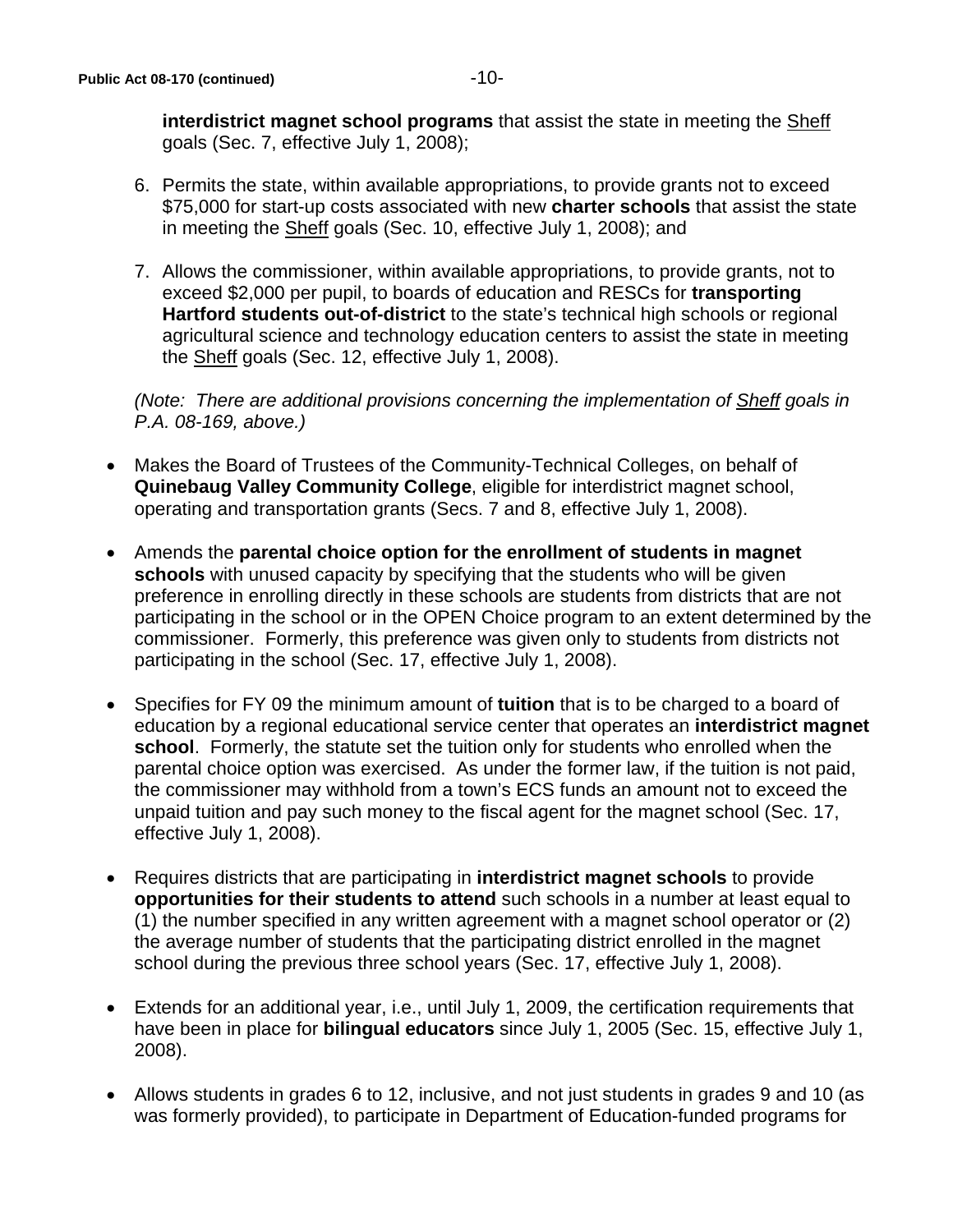**interdistrict magnet school programs** that assist the state in meeting the Sheff goals (Sec. 7, effective July 1, 2008);

6. Permits the state, within available appropriations, to provide grants not to exceed $75,000 for start-up costs associated with new **charter schools** that assist the state in meeting the Sheff goals (Sec. 10, effective July 1, 2008); and

7. Allows the commissioner, within available appropriations, to provide grants, not to exceed $2,000 per pupil, to boards of education and RESCs for **transporting Hartford students out-of-district** to the state's technical high schools or regional agricultural science and technology education centers to assist the state in meeting the Sheff goals (Sec. 12, effective July 1, 2008).

*(Note: There are additional provisions concerning the implementation of Sheff goals in P.A. 08-169, above.)*

- Makes the Board of Trustees of the Community-Technical Colleges, on behalf of **Quinebaug Valley Community College**, eligible for interdistrict magnet school, operating and transportation grants (Secs. 7 and 8, effective July 1, 2008).

- Amends the **parental choice option for the enrollment of students in magnet schools** with unused capacity by specifying that the students who will be given preference in enrolling directly in these schools are students from districts that are not participating in the school or in the OPEN Choice program to an extent determined by the commissioner. Formerly, this preference was given only to students from districts not participating in the school (Sec. 17, effective July 1, 2008).

- Specifies for FY 09 the minimum amount of **tuition** that is to be charged to a board of education by a regional educational service center that operates an **interdistrict magnet school**. Formerly, the statute set the tuition only for students who enrolled when the parental choice option was exercised. As under the former law, if the tuition is not paid, the commissioner may withhold from a town's ECS funds an amount not to exceed the unpaid tuition and pay such money to the fiscal agent for the magnet school (Sec. 17, effective July 1, 2008).

- Requires districts that are participating in **interdistrict magnet schools** to provide **opportunities for their students to attend** such schools in a number at least equal to (1) the number specified in any written agreement with a magnet school operator or (2) the average number of students that the participating district enrolled in the magnet school during the previous three school years (Sec. 17, effective July 1, 2008).

- Extends for an additional year, i.e., until July 1, 2009, the certification requirements that have been in place for **bilingual educators** since July 1, 2005 (Sec. 15, effective July 1, 2008).

- Allows students in grades 6 to 12, inclusive, and not just students in grades 9 and 10 (as was formerly provided), to participate in Department of Education-funded programs for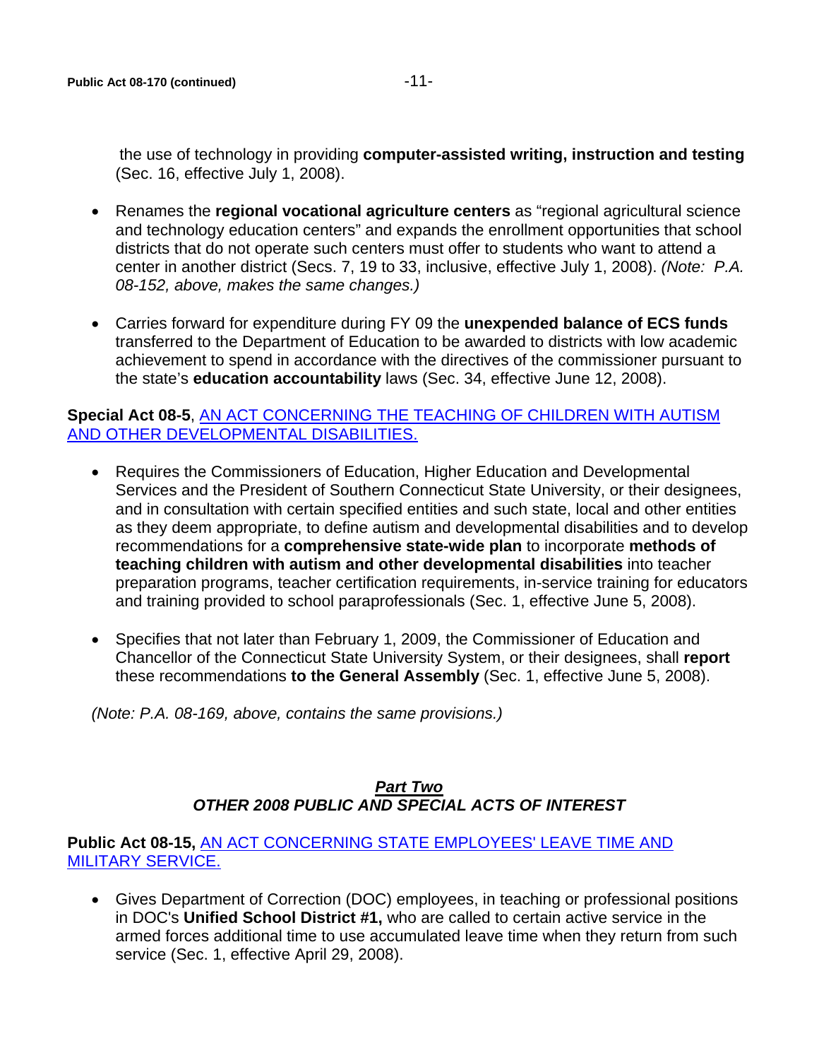the use of technology in providing **computer-assisted writing, instruction and testing** (Sec. 16, effective July 1, 2008).

- Renames the **regional vocational agriculture centers** as "regional agricultural science and technology education centers" and expands the enrollment opportunities that school districts that do not operate such centers must offer to students who want to attend a center in another district (Secs. 7, 19 to 33, inclusive, effective July 1, 2008). *(Note: P.A. 08-152, above, makes the same changes.)*

- Carries forward for expenditure during FY 09 the **unexpended balance of ECS funds** transferred to the Department of Education to be awarded to districts with low academic achievement to spend in accordance with the directives of the commissioner pursuant to the state's **education accountability** laws (Sec. 34, effective June 12, 2008).

**Special Act 08-5**, AN ACT CONCERNING THE TEACHING OF CHILDREN WITH AUTISM AND OTHER DEVELOPMENTAL DISABILITIES.

- Requires the Commissioners of Education, Higher Education and Developmental Services and the President of Southern Connecticut State University, or their designees, and in consultation with certain specified entities and such state, local and other entities as they deem appropriate, to define autism and developmental disabilities and to develop recommendations for a **comprehensive state-wide plan** to incorporate **methods of teaching children with autism and other developmental disabilities** into teacher preparation programs, teacher certification requirements, in-service training for educators and training provided to school paraprofessionals (Sec. 1, effective June 5, 2008).

- Specifies that not later than February 1, 2009, the Commissioner of Education and Chancellor of the Connecticut State University System, or their designees, shall **report** these recommendations **to the General Assembly** (Sec. 1, effective June 5, 2008).

*(Note: P.A. 08-169, above, contains the same provisions.)*

## ***Part Two***
## ***OTHER 2008 PUBLIC AND SPECIAL ACTS OF INTEREST***

**Public Act 08-15,** AN ACT CONCERNING STATE EMPLOYEES' LEAVE TIME AND MILITARY SERVICE.

- Gives Department of Correction (DOC) employees, in teaching or professional positions in DOC's **Unified School District #1,** who are called to certain active service in the armed forces additional time to use accumulated leave time when they return from such service (Sec. 1, effective April 29, 2008).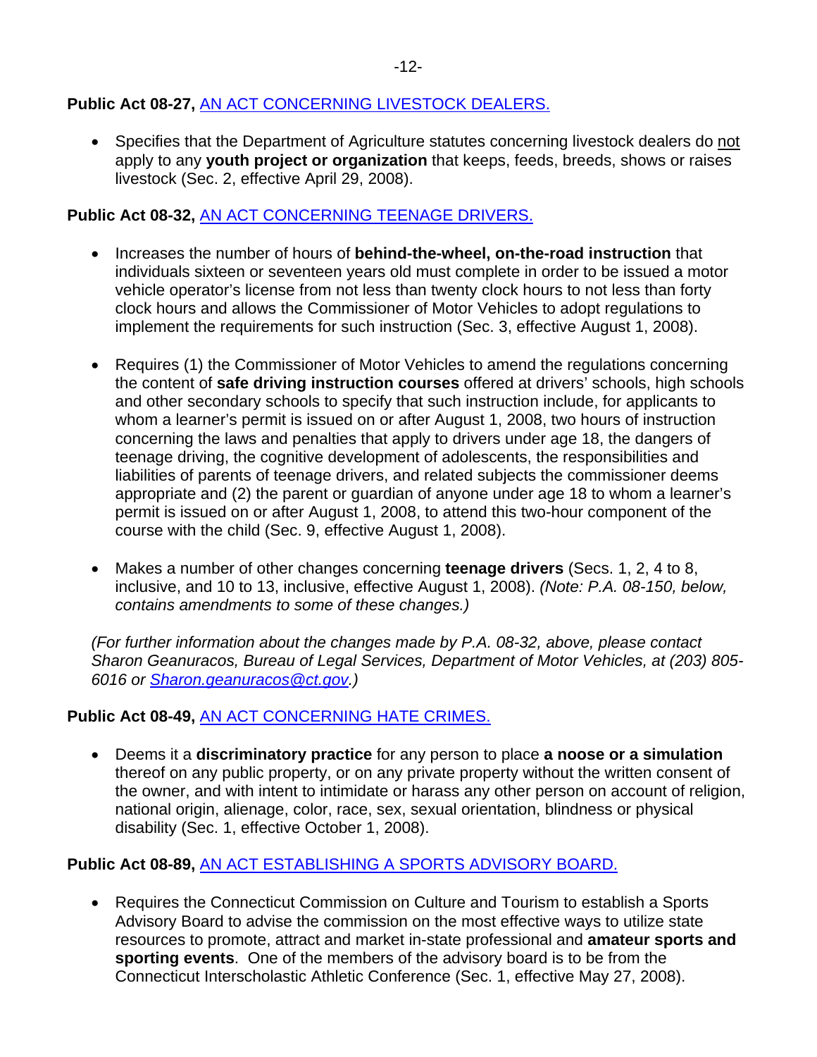**Public Act 08-27,** AN ACT CONCERNING LIVESTOCK DEALERS.

- Specifies that the Department of Agriculture statutes concerning livestock dealers do not apply to any **youth project or organization** that keeps, feeds, breeds, shows or raises livestock (Sec. 2, effective April 29, 2008).

**Public Act 08-32,** AN ACT CONCERNING TEENAGE DRIVERS.

- Increases the number of hours of **behind-the-wheel, on-the-road instruction** that individuals sixteen or seventeen years old must complete in order to be issued a motor vehicle operator's license from not less than twenty clock hours to not less than forty clock hours and allows the Commissioner of Motor Vehicles to adopt regulations to implement the requirements for such instruction (Sec. 3, effective August 1, 2008).

- Requires (1) the Commissioner of Motor Vehicles to amend the regulations concerning the content of **safe driving instruction courses** offered at drivers' schools, high schools and other secondary schools to specify that such instruction include, for applicants to whom a learner's permit is issued on or after August 1, 2008, two hours of instruction concerning the laws and penalties that apply to drivers under age 18, the dangers of teenage driving, the cognitive development of adolescents, the responsibilities and liabilities of parents of teenage drivers, and related subjects the commissioner deems appropriate and (2) the parent or guardian of anyone under age 18 to whom a learner's permit is issued on or after August 1, 2008, to attend this two-hour component of the course with the child (Sec. 9, effective August 1, 2008).

- Makes a number of other changes concerning **teenage drivers** (Secs. 1, 2, 4 to 8, inclusive, and 10 to 13, inclusive, effective August 1, 2008). *(Note: P.A. 08-150, below, contains amendments to some of these changes.)*

*(For further information about the changes made by P.A. 08-32, above, please contact Sharon Geanuracos, Bureau of Legal Services, Department of Motor Vehicles, at (203) 805-6016 or Sharon.geanuracos@ct.gov.)*

**Public Act 08-49,** AN ACT CONCERNING HATE CRIMES.

- Deems it a **discriminatory practice** for any person to place **a noose or a simulation** thereof on any public property, or on any private property without the written consent of the owner, and with intent to intimidate or harass any other person on account of religion, national origin, alienage, color, race, sex, sexual orientation, blindness or physical disability (Sec. 1, effective October 1, 2008).

**Public Act 08-89,** AN ACT ESTABLISHING A SPORTS ADVISORY BOARD.

- Requires the Connecticut Commission on Culture and Tourism to establish a Sports Advisory Board to advise the commission on the most effective ways to utilize state resources to promote, attract and market in-state professional and **amateur sports and sporting events**. One of the members of the advisory board is to be from the Connecticut Interscholastic Athletic Conference (Sec. 1, effective May 27, 2008).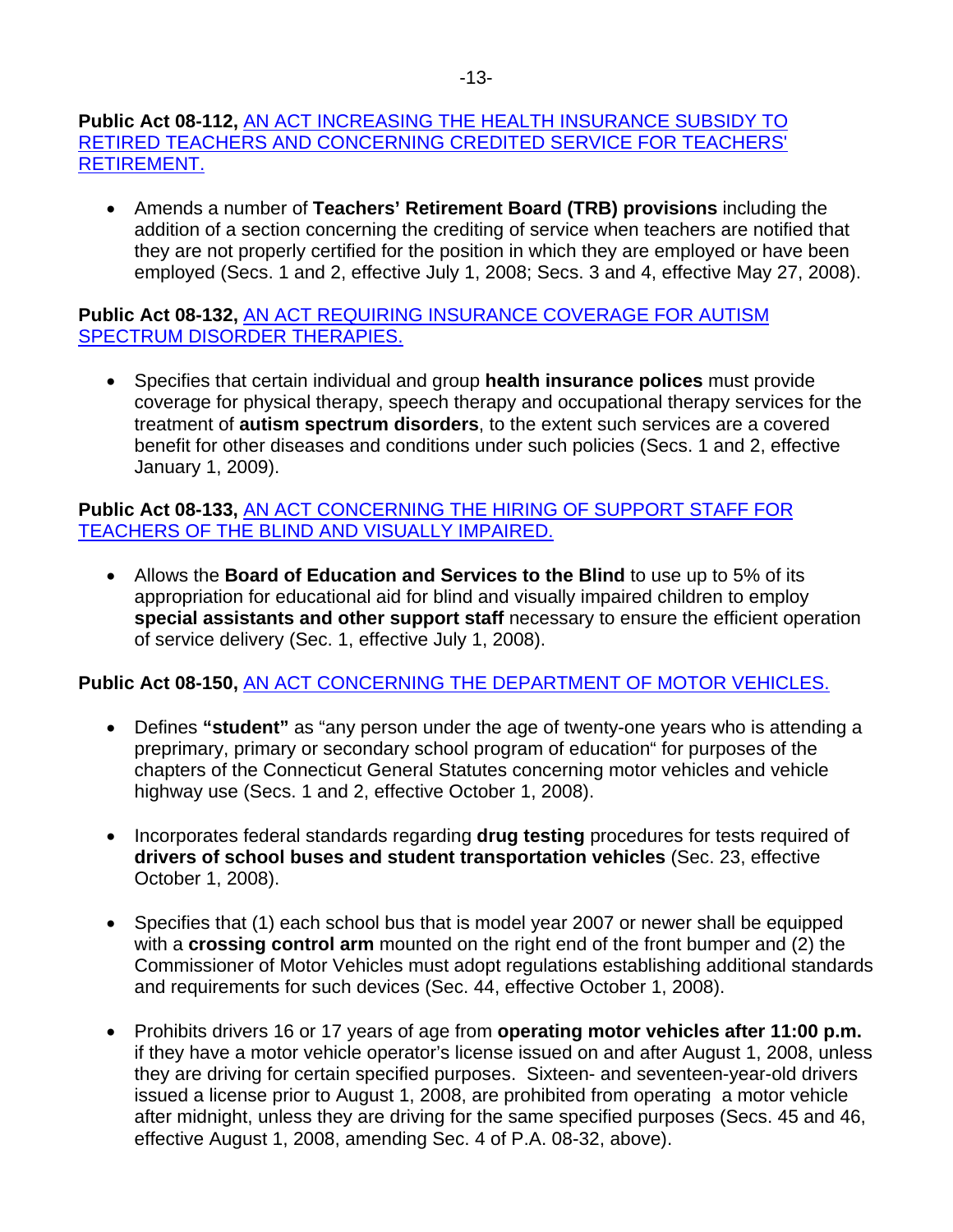**Public Act 08-112,** AN ACT INCREASING THE HEALTH INSURANCE SUBSIDY TO RETIRED TEACHERS AND CONCERNING CREDITED SERVICE FOR TEACHERS' RETIREMENT.

- Amends a number of **Teachers' Retirement Board (TRB) provisions** including the addition of a section concerning the crediting of service when teachers are notified that they are not properly certified for the position in which they are employed or have been employed (Secs. 1 and 2, effective July 1, 2008; Secs. 3 and 4, effective May 27, 2008).

**Public Act 08-132,** AN ACT REQUIRING INSURANCE COVERAGE FOR AUTISM SPECTRUM DISORDER THERAPIES.

- Specifies that certain individual and group **health insurance polices** must provide coverage for physical therapy, speech therapy and occupational therapy services for the treatment of **autism spectrum disorders**, to the extent such services are a covered benefit for other diseases and conditions under such policies (Secs. 1 and 2, effective January 1, 2009).

**Public Act 08-133,** AN ACT CONCERNING THE HIRING OF SUPPORT STAFF FOR TEACHERS OF THE BLIND AND VISUALLY IMPAIRED.

- Allows the **Board of Education and Services to the Blind** to use up to 5% of its appropriation for educational aid for blind and visually impaired children to employ **special assistants and other support staff** necessary to ensure the efficient operation of service delivery (Sec. 1, effective July 1, 2008).

**Public Act 08-150,** AN ACT CONCERNING THE DEPARTMENT OF MOTOR VEHICLES.

- Defines **"student"** as "any person under the age of twenty-one years who is attending a preprimary, primary or secondary school program of education" for purposes of the chapters of the Connecticut General Statutes concerning motor vehicles and vehicle highway use (Secs. 1 and 2, effective October 1, 2008).

- Incorporates federal standards regarding **drug testing** procedures for tests required of **drivers of school buses and student transportation vehicles** (Sec. 23, effective October 1, 2008).

- Specifies that (1) each school bus that is model year 2007 or newer shall be equipped with a **crossing control arm** mounted on the right end of the front bumper and (2) the Commissioner of Motor Vehicles must adopt regulations establishing additional standards and requirements for such devices (Sec. 44, effective October 1, 2008).

- Prohibits drivers 16 or 17 years of age from **operating motor vehicles after 11:00 p.m.** if they have a motor vehicle operator's license issued on and after August 1, 2008, unless they are driving for certain specified purposes. Sixteen- and seventeen-year-old drivers issued a license prior to August 1, 2008, are prohibited from operating a motor vehicle after midnight, unless they are driving for the same specified purposes (Secs. 45 and 46, effective August 1, 2008, amending Sec. 4 of P.A. 08-32, above).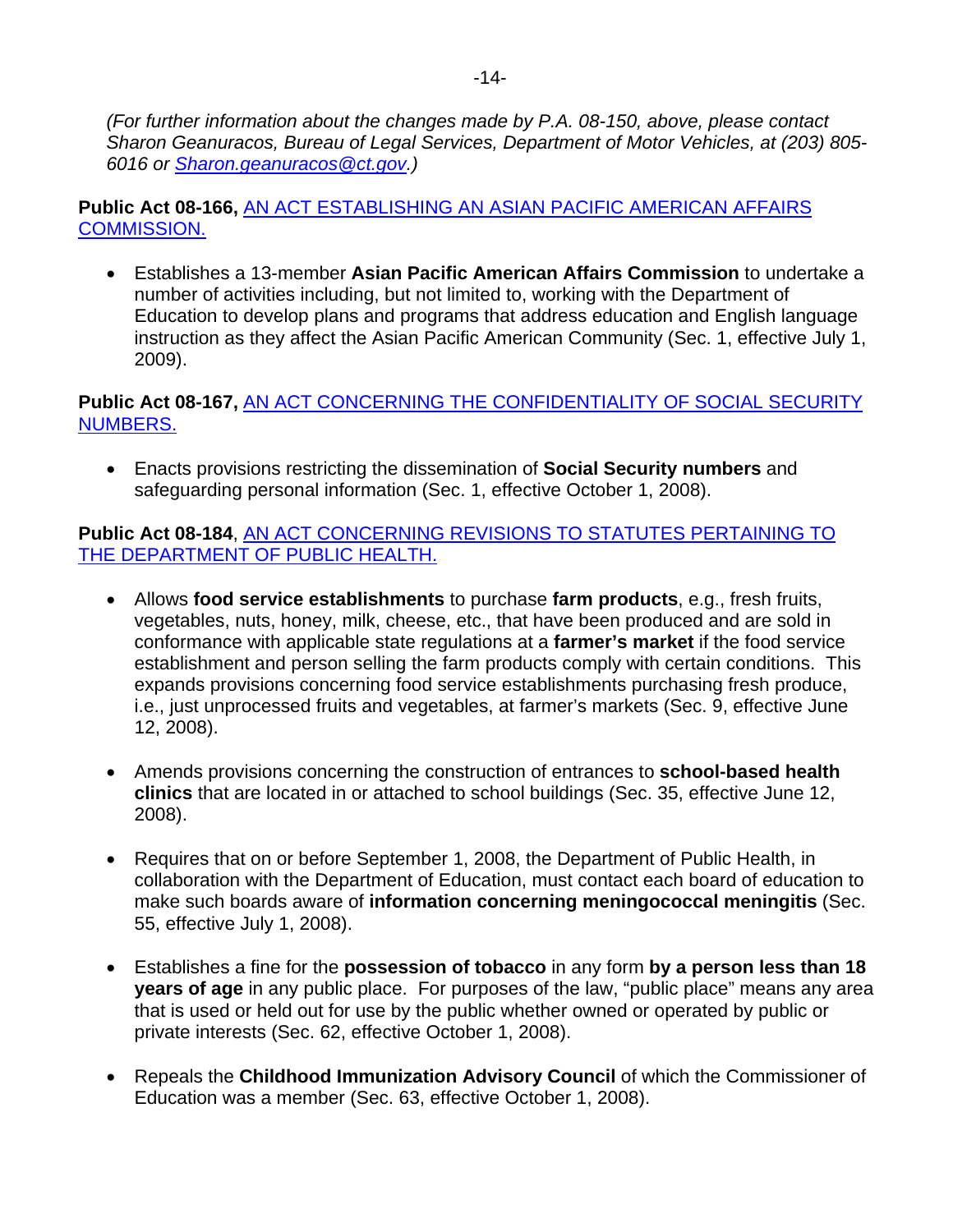*(For further information about the changes made by P.A. 08-150, above, please contact Sharon Geanuracos, Bureau of Legal Services, Department of Motor Vehicles, at (203) 805-6016 or Sharon.geanuracos@ct.gov.)*

**Public Act 08-166,** AN ACT ESTABLISHING AN ASIAN PACIFIC AMERICAN AFFAIRS COMMISSION.

- Establishes a 13-member **Asian Pacific American Affairs Commission** to undertake a number of activities including, but not limited to, working with the Department of Education to develop plans and programs that address education and English language instruction as they affect the Asian Pacific American Community (Sec. 1, effective July 1, 2009).

**Public Act 08-167,** AN ACT CONCERNING THE CONFIDENTIALITY OF SOCIAL SECURITY NUMBERS.

- Enacts provisions restricting the dissemination of **Social Security numbers** and safeguarding personal information (Sec. 1, effective October 1, 2008).

**Public Act 08-184**, AN ACT CONCERNING REVISIONS TO STATUTES PERTAINING TO THE DEPARTMENT OF PUBLIC HEALTH.

- Allows **food service establishments** to purchase **farm products**, e.g., fresh fruits, vegetables, nuts, honey, milk, cheese, etc., that have been produced and are sold in conformance with applicable state regulations at a **farmer's market** if the food service establishment and person selling the farm products comply with certain conditions. This expands provisions concerning food service establishments purchasing fresh produce, i.e., just unprocessed fruits and vegetables, at farmer's markets (Sec. 9, effective June 12, 2008).

- Amends provisions concerning the construction of entrances to **school-based health clinics** that are located in or attached to school buildings (Sec. 35, effective June 12, 2008).

- Requires that on or before September 1, 2008, the Department of Public Health, in collaboration with the Department of Education, must contact each board of education to make such boards aware of **information concerning meningococcal meningitis** (Sec. 55, effective July 1, 2008).

- Establishes a fine for the **possession of tobacco** in any form **by a person less than 18 years of age** in any public place. For purposes of the law, "public place" means any area that is used or held out for use by the public whether owned or operated by public or private interests (Sec. 62, effective October 1, 2008).

- Repeals the **Childhood Immunization Advisory Council** of which the Commissioner of Education was a member (Sec. 63, effective October 1, 2008).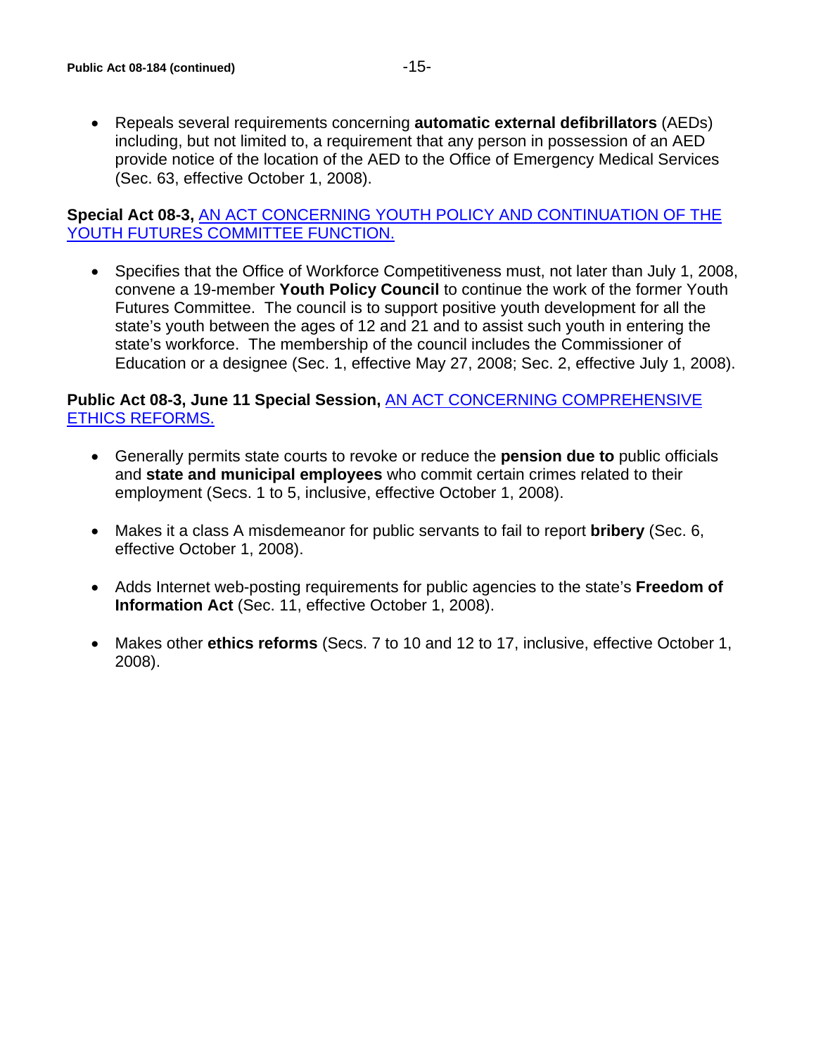- Repeals several requirements concerning **automatic external defibrillators** (AEDs) including, but not limited to, a requirement that any person in possession of an AED provide notice of the location of the AED to the Office of Emergency Medical Services (Sec. 63, effective October 1, 2008).

**Special Act 08-3,** AN ACT CONCERNING YOUTH POLICY AND CONTINUATION OF THE YOUTH FUTURES COMMITTEE FUNCTION.

- Specifies that the Office of Workforce Competitiveness must, not later than July 1, 2008, convene a 19-member **Youth Policy Council** to continue the work of the former Youth Futures Committee. The council is to support positive youth development for all the state's youth between the ages of 12 and 21 and to assist such youth in entering the state's workforce. The membership of the council includes the Commissioner of Education or a designee (Sec. 1, effective May 27, 2008; Sec. 2, effective July 1, 2008).

**Public Act 08-3, June 11 Special Session,** AN ACT CONCERNING COMPREHENSIVE ETHICS REFORMS.

- Generally permits state courts to revoke or reduce the **pension due to** public officials and **state and municipal employees** who commit certain crimes related to their employment (Secs. 1 to 5, inclusive, effective October 1, 2008).

- Makes it a class A misdemeanor for public servants to fail to report **bribery** (Sec. 6, effective October 1, 2008).

- Adds Internet web-posting requirements for public agencies to the state's **Freedom of Information Act** (Sec. 11, effective October 1, 2008).

- Makes other **ethics reforms** (Secs. 7 to 10 and 12 to 17, inclusive, effective October 1, 2008).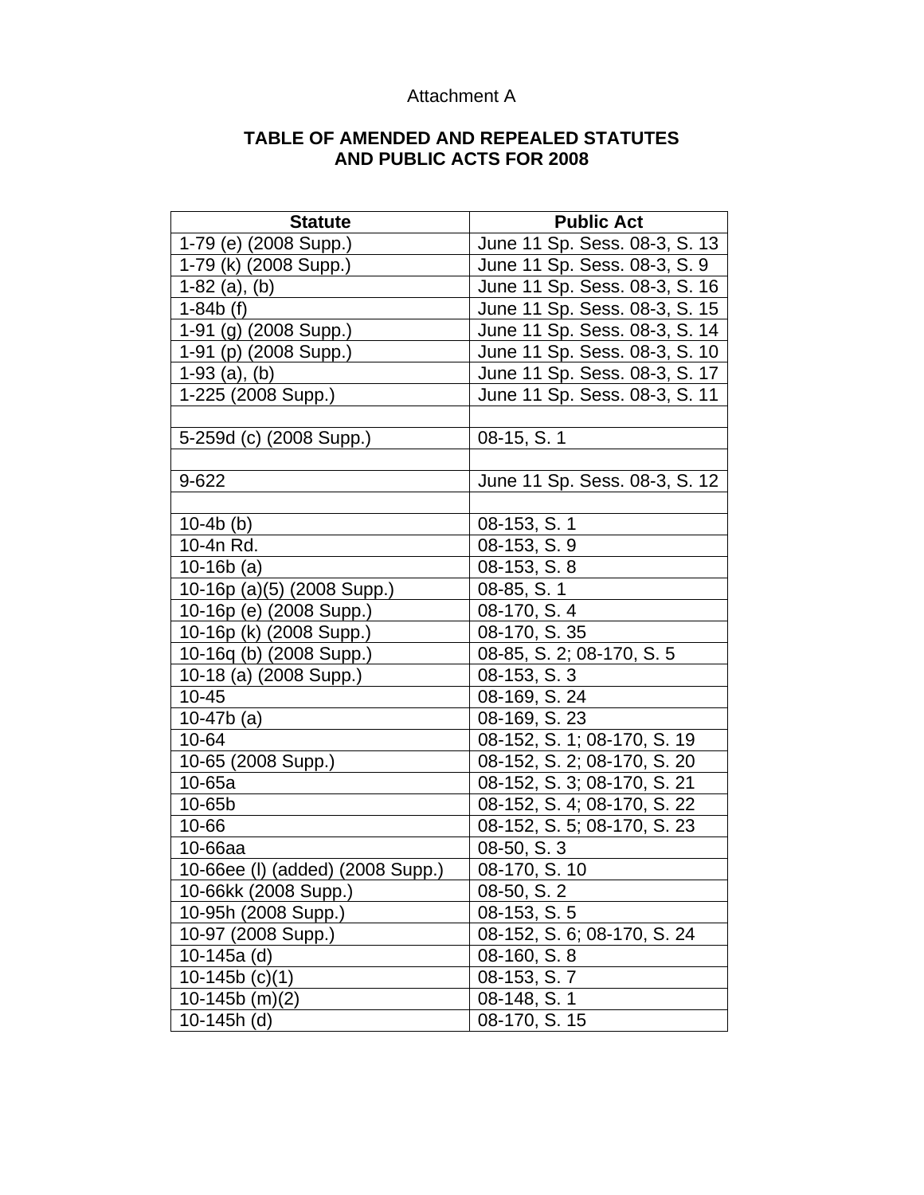Attachment A

**TABLE OF AMENDED AND REPEALED STATUTES AND PUBLIC ACTS FOR 2008**

| Statute | Public Act |
|---|---|
| 1-79 (e) (2008 Supp.) | June 11 Sp. Sess. 08-3, S. 13 |
| 1-79 (k) (2008 Supp.) | June 11 Sp. Sess. 08-3, S. 9 |
| 1-82 (a), (b) | June 11 Sp. Sess. 08-3, S. 16 |
| 1-84b (f) | June 11 Sp. Sess. 08-3, S. 15 |
| 1-91 (g) (2008 Supp.) | June 11 Sp. Sess. 08-3, S. 14 |
| 1-91 (p) (2008 Supp.) | June 11 Sp. Sess. 08-3, S. 10 |
| 1-93 (a), (b) | June 11 Sp. Sess. 08-3, S. 17 |
| 1-225 (2008 Supp.) | June 11 Sp. Sess. 08-3, S. 11 |
| | |
| 5-259d (c) (2008 Supp.) | 08-15, S. 1 |
| | |
| 9-622 | June 11 Sp. Sess. 08-3, S. 12 |
| | |
| 10-4b (b) | 08-153, S. 1 |
| 10-4n Rd. | 08-153, S. 9 |
| 10-16b (a) | 08-153, S. 8 |
| 10-16p (a)(5) (2008 Supp.) | 08-85, S. 1 |
| 10-16p (e) (2008 Supp.) | 08-170, S. 4 |
| 10-16p (k) (2008 Supp.) | 08-170, S. 35 |
| 10-16q (b) (2008 Supp.) | 08-85, S. 2; 08-170, S. 5 |
| 10-18 (a) (2008 Supp.) | 08-153, S. 3 |
| 10-45 | 08-169, S. 24 |
| 10-47b (a) | 08-169, S. 23 |
| 10-64 | 08-152, S. 1; 08-170, S. 19 |
| 10-65 (2008 Supp.) | 08-152, S. 2; 08-170, S. 20 |
| 10-65a | 08-152, S. 3; 08-170, S. 21 |
| 10-65b | 08-152, S. 4; 08-170, S. 22 |
| 10-66 | 08-152, S. 5; 08-170, S. 23 |
| 10-66aa | 08-50, S. 3 |
| 10-66ee (l) (added) (2008 Supp.) | 08-170, S. 10 |
| 10-66kk (2008 Supp.) | 08-50, S. 2 |
| 10-95h (2008 Supp.) | 08-153, S. 5 |
| 10-97 (2008 Supp.) | 08-152, S. 6; 08-170, S. 24 |
| 10-145a (d) | 08-160, S. 8 |
| 10-145b (c)(1) | 08-153, S. 7 |
| 10-145b (m)(2) | 08-148, S. 1 |
| 10-145h (d) | 08-170, S. 15 |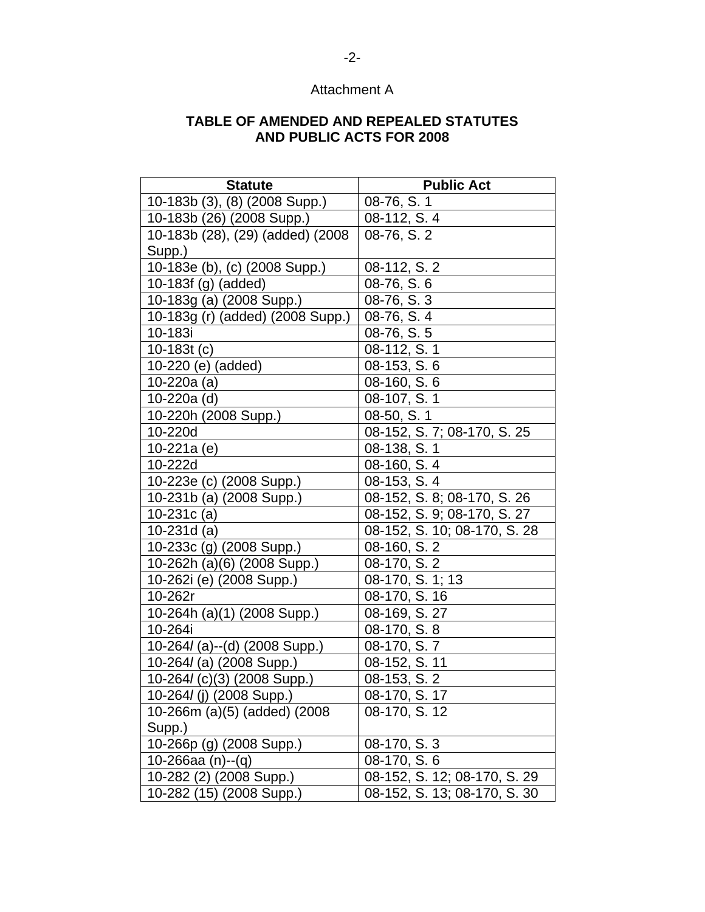Attachment A

## TABLE OF AMENDED AND REPEALED STATUTES AND PUBLIC ACTS FOR 2008

| Statute | Public Act |
|---|---|
| 10-183b (3), (8) (2008 Supp.) | 08-76, S. 1 |
| 10-183b (26) (2008 Supp.) | 08-112, S. 4 |
| 10-183b (28), (29) (added) (2008 Supp.) | 08-76, S. 2 |
| 10-183e (b), (c) (2008 Supp.) | 08-112, S. 2 |
| 10-183f (g) (added) | 08-76, S. 6 |
| 10-183g (a) (2008 Supp.) | 08-76, S. 3 |
| 10-183g (r) (added) (2008 Supp.) | 08-76, S. 4 |
| 10-183i | 08-76, S. 5 |
| 10-183t (c) | 08-112, S. 1 |
| 10-220 (e) (added) | 08-153, S. 6 |
| 10-220a (a) | 08-160, S. 6 |
| 10-220a (d) | 08-107, S. 1 |
| 10-220h (2008 Supp.) | 08-50, S. 1 |
| 10-220d | 08-152, S. 7; 08-170, S. 25 |
| 10-221a (e) | 08-138, S. 1 |
| 10-222d | 08-160, S. 4 |
| 10-223e (c) (2008 Supp.) | 08-153, S. 4 |
| 10-231b (a) (2008 Supp.) | 08-152, S. 8; 08-170, S. 26 |
| 10-231c (a) | 08-152, S. 9; 08-170, S. 27 |
| 10-231d (a) | 08-152, S. 10; 08-170, S. 28 |
| 10-233c (g) (2008 Supp.) | 08-160, S. 2 |
| 10-262h (a)(6) (2008 Supp.) | 08-170, S. 2 |
| 10-262i (e) (2008 Supp.) | 08-170, S. 1; 13 |
| 10-262r | 08-170, S. 16 |
| 10-264h (a)(1) (2008 Supp.) | 08-169, S. 27 |
| 10-264i | 08-170, S. 8 |
| 10-264*l* (a)--(d) (2008 Supp.) | 08-170, S. 7 |
| 10-264*l* (a) (2008 Supp.) | 08-152, S. 11 |
| 10-264*l* (c)(3) (2008 Supp.) | 08-153, S. 2 |
| 10-264*l* (j) (2008 Supp.) | 08-170, S. 17 |
| 10-266m (a)(5) (added) (2008 Supp.) | 08-170, S. 12 |
| 10-266p (g) (2008 Supp.) | 08-170, S. 3 |
| 10-266aa (n)--(q) | 08-170, S. 6 |
| 10-282 (2) (2008 Supp.) | 08-152, S. 12; 08-170, S. 29 |
| 10-282 (15) (2008 Supp.) | 08-152, S. 13; 08-170, S. 30 |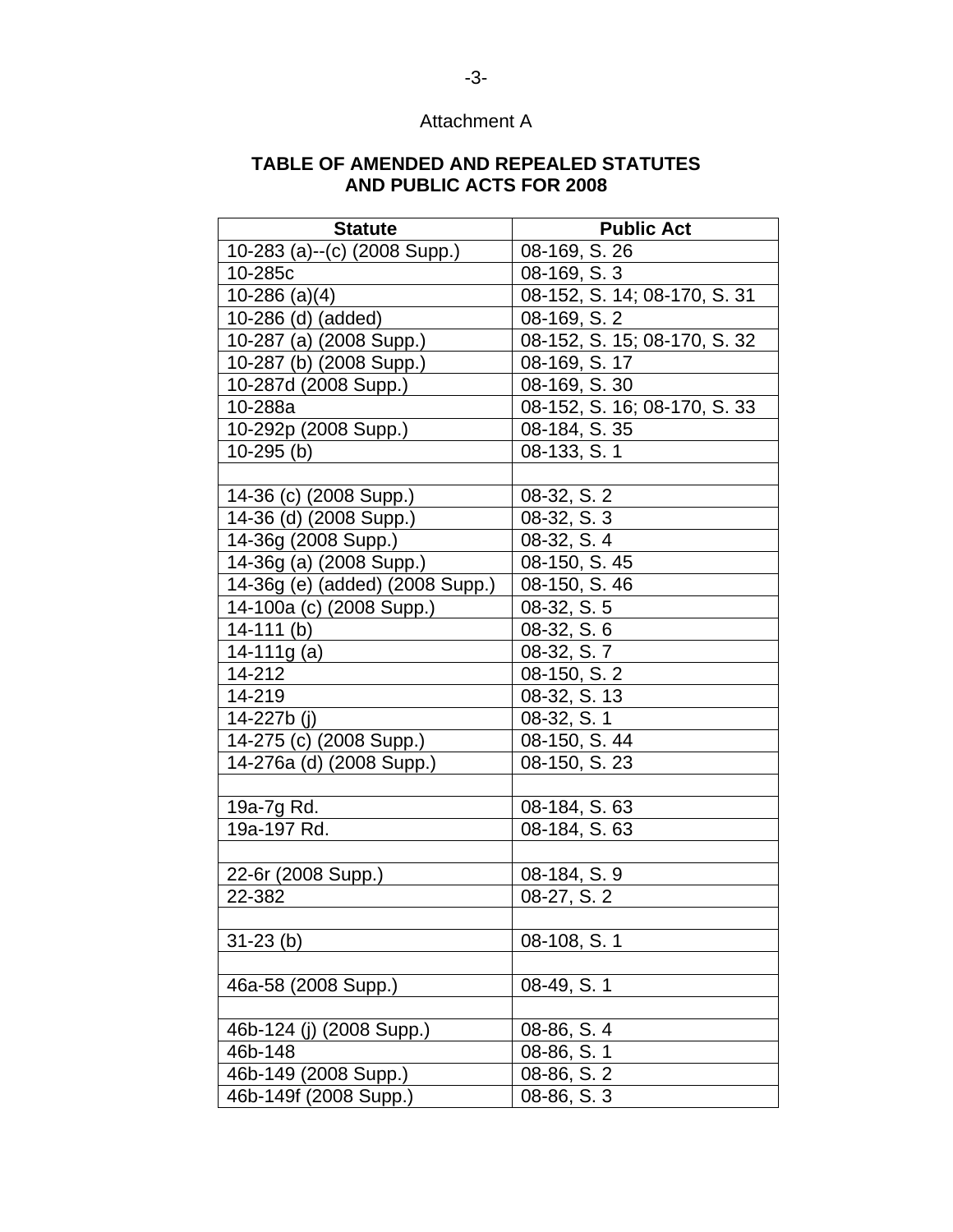Attachment A

**TABLE OF AMENDED AND REPEALED STATUTES AND PUBLIC ACTS FOR 2008**

| Statute | Public Act |
|---|---|
| 10-283 (a)--(c) (2008 Supp.) | 08-169, S. 26 |
| 10-285c | 08-169, S. 3 |
| 10-286 (a)(4) | 08-152, S. 14; 08-170, S. 31 |
| 10-286 (d) (added) | 08-169, S. 2 |
| 10-287 (a) (2008 Supp.) | 08-152, S. 15; 08-170, S. 32 |
| 10-287 (b) (2008 Supp.) | 08-169, S. 17 |
| 10-287d (2008 Supp.) | 08-169, S. 30 |
| 10-288a | 08-152, S. 16; 08-170, S. 33 |
| 10-292p (2008 Supp.) | 08-184, S. 35 |
| 10-295 (b) | 08-133, S. 1 |
| | |
| 14-36 (c) (2008 Supp.) | 08-32, S. 2 |
| 14-36 (d) (2008 Supp.) | 08-32, S. 3 |
| 14-36g (2008 Supp.) | 08-32, S. 4 |
| 14-36g (a) (2008 Supp.) | 08-150, S. 45 |
| 14-36g (e) (added) (2008 Supp.) | 08-150, S. 46 |
| 14-100a (c) (2008 Supp.) | 08-32, S. 5 |
| 14-111 (b) | 08-32, S. 6 |
| 14-111g (a) | 08-32, S. 7 |
| 14-212 | 08-150, S. 2 |
| 14-219 | 08-32, S. 13 |
| 14-227b (j) | 08-32, S. 1 |
| 14-275 (c) (2008 Supp.) | 08-150, S. 44 |
| 14-276a (d) (2008 Supp.) | 08-150, S. 23 |
| | |
| 19a-7g Rd. | 08-184, S. 63 |
| 19a-197 Rd. | 08-184, S. 63 |
| | |
| 22-6r (2008 Supp.) | 08-184, S. 9 |
| 22-382 | 08-27, S. 2 |
| | |
| 31-23 (b) | 08-108, S. 1 |
| | |
| 46a-58 (2008 Supp.) | 08-49, S. 1 |
| | |
| 46b-124 (j) (2008 Supp.) | 08-86, S. 4 |
| 46b-148 | 08-86, S. 1 |
| 46b-149 (2008 Supp.) | 08-86, S. 2 |
| 46b-149f (2008 Supp.) | 08-86, S. 3 |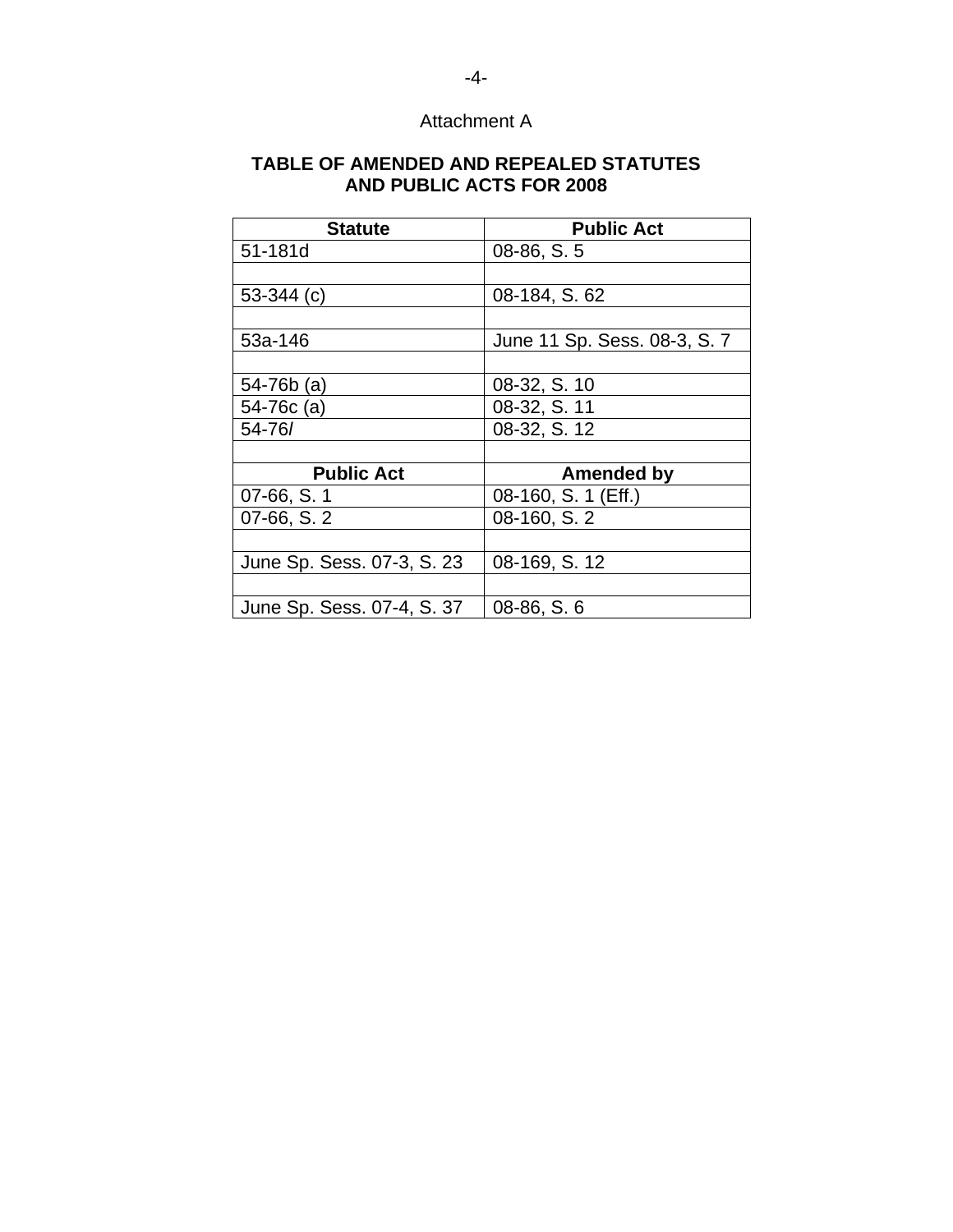Attachment A

## TABLE OF AMENDED AND REPEALED STATUTES AND PUBLIC ACTS FOR 2008

| Statute | Public Act |
|---|---|
| 51-181d | 08-86, S. 5 |
| | |
| 53-344 (c) | 08-184, S. 62 |
| | |
| 53a-146 | June 11 Sp. Sess. 08-3, S. 7 |
| | |
| 54-76b (a) | 08-32, S. 10 |
| 54-76c (a) | 08-32, S. 11 |
| 54-76*l* | 08-32, S. 12 |
| | |
| **Public Act** | **Amended by** |
| 07-66, S. 1 | 08-160, S. 1 (Eff.) |
| 07-66, S. 2 | 08-160, S. 2 |
| | |
| June Sp. Sess. 07-3, S. 23 | 08-169, S. 12 |
| | |
| June Sp. Sess. 07-4, S. 37 | 08-86, S. 6 |